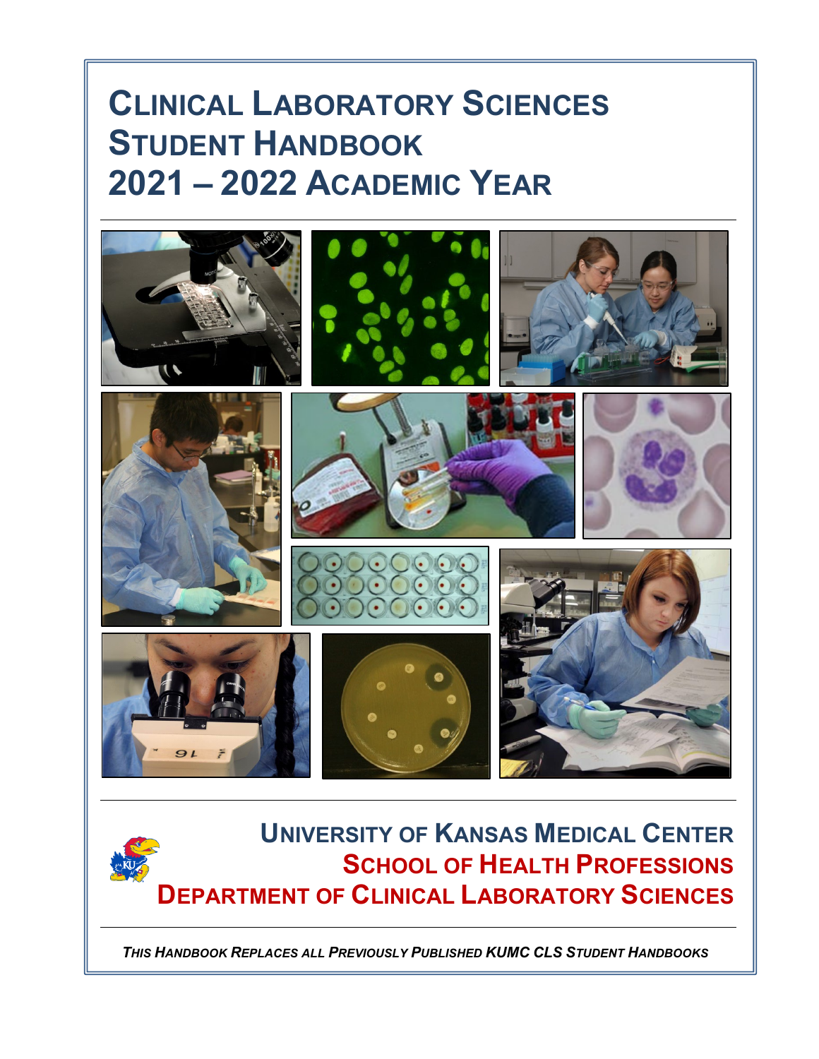# Clinical Laboratory Sciences Student Handbook 2021 – 2022 Academic Year

## University of Kansas Medical Center
## School of Health Professions
## Department of Clinical Laboratory Sciences

*This Handbook Replaces all Previously Published KUMC CLS Student Handbooks*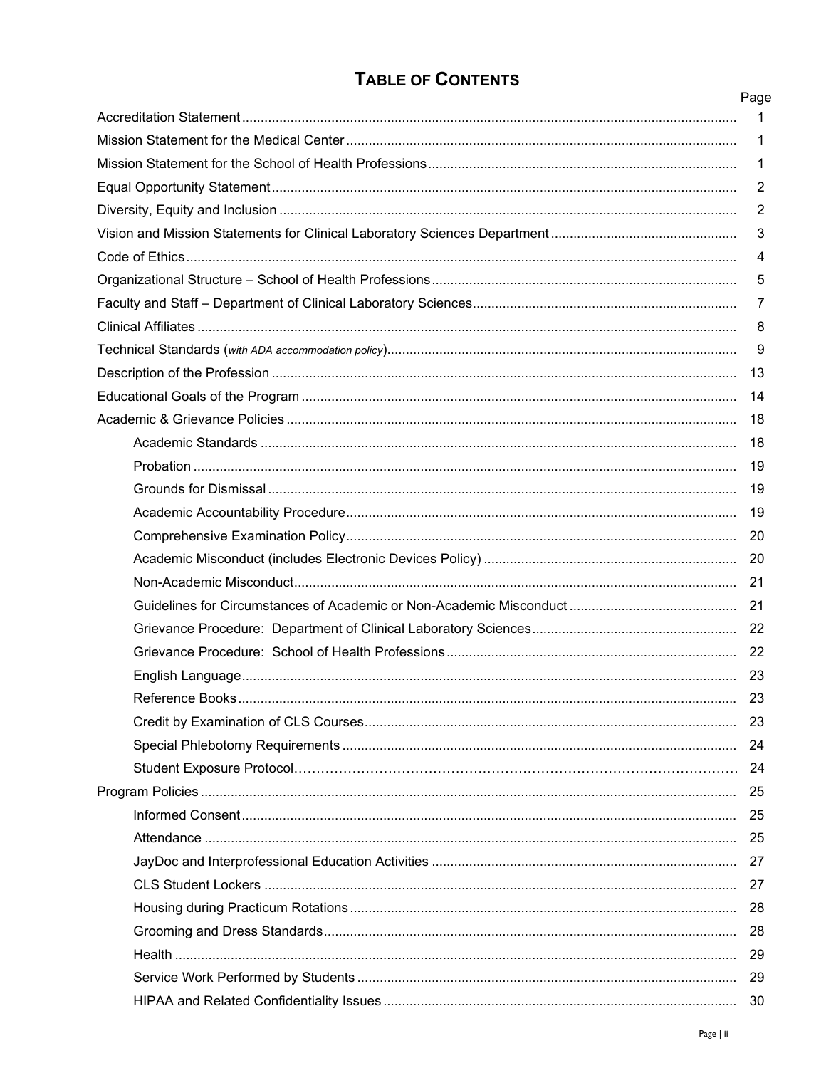# TABLE OF CONTENTS

| | Page |
|---|---|
| Accreditation Statement | 1 |
| Mission Statement for the Medical Center | 1 |
| Mission Statement for the School of Health Professions | 1 |
| Equal Opportunity Statement | 2 |
| Diversity, Equity and Inclusion | 2 |
| Vision and Mission Statements for Clinical Laboratory Sciences Department | 3 |
| Code of Ethics | 4 |
| Organizational Structure – School of Health Professions | 5 |
| Faculty and Staff – Department of Clinical Laboratory Sciences | 7 |
| Clinical Affiliates | 8 |
| Technical Standards (*with ADA accommodation policy*) | 9 |
| Description of the Profession | 13 |
| Educational Goals of the Program | 14 |
| Academic & Grievance Policies | 18 |
| Academic Standards | 18 |
| Probation | 19 |
| Grounds for Dismissal | 19 |
| Academic Accountability Procedure | 19 |
| Comprehensive Examination Policy | 20 |
| Academic Misconduct (includes Electronic Devices Policy) | 20 |
| Non-Academic Misconduct | 21 |
| Guidelines for Circumstances of Academic or Non-Academic Misconduct | 21 |
| Grievance Procedure: Department of Clinical Laboratory Sciences | 22 |
| Grievance Procedure: School of Health Professions | 22 |
| English Language | 23 |
| Reference Books | 23 |
| Credit by Examination of CLS Courses | 23 |
| Special Phlebotomy Requirements | 24 |
| Student Exposure Protocol | 24 |
| Program Policies | 25 |
| Informed Consent | 25 |
| Attendance | 25 |
| JayDoc and Interprofessional Education Activities | 27 |
| CLS Student Lockers | 27 |
| Housing during Practicum Rotations | 28 |
| Grooming and Dress Standards | 28 |
| Health | 29 |
| Service Work Performed by Students | 29 |
| HIPAA and Related Confidentiality Issues | 30 |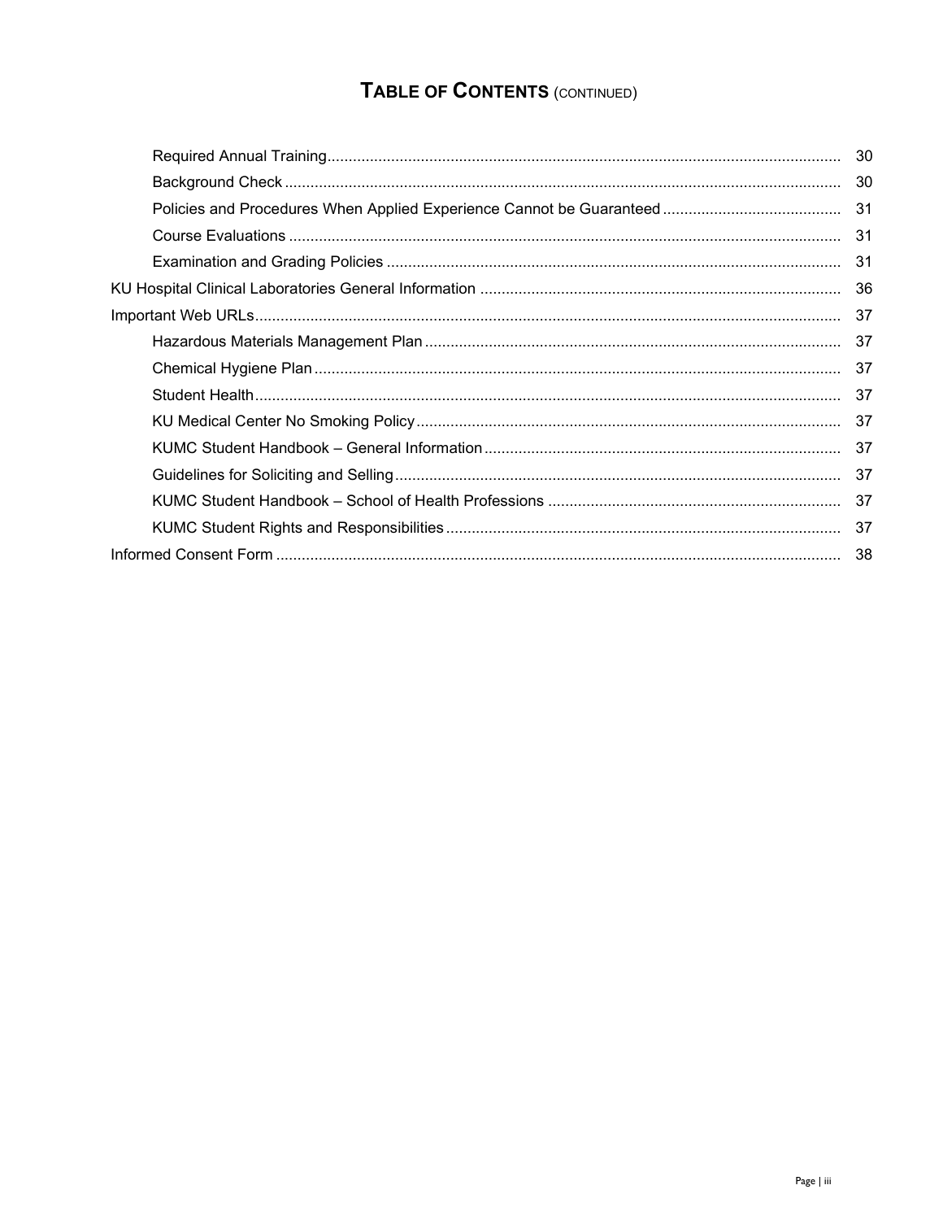# TABLE OF CONTENTS (CONTINUED)

- Required Annual Training .......... 30
- Background Check .......... 30
- Policies and Procedures When Applied Experience Cannot be Guaranteed .......... 31
- Course Evaluations .......... 31
- Examination and Grading Policies .......... 31

KU Hospital Clinical Laboratories General Information .......... 36

Important Web URLs .......... 37

- Hazardous Materials Management Plan .......... 37
- Chemical Hygiene Plan .......... 37
- Student Health .......... 37
- KU Medical Center No Smoking Policy .......... 37
- KUMC Student Handbook – General Information .......... 37
- Guidelines for Soliciting and Selling .......... 37
- KUMC Student Handbook – School of Health Professions .......... 37
- KUMC Student Rights and Responsibilities .......... 37

Informed Consent Form .......... 38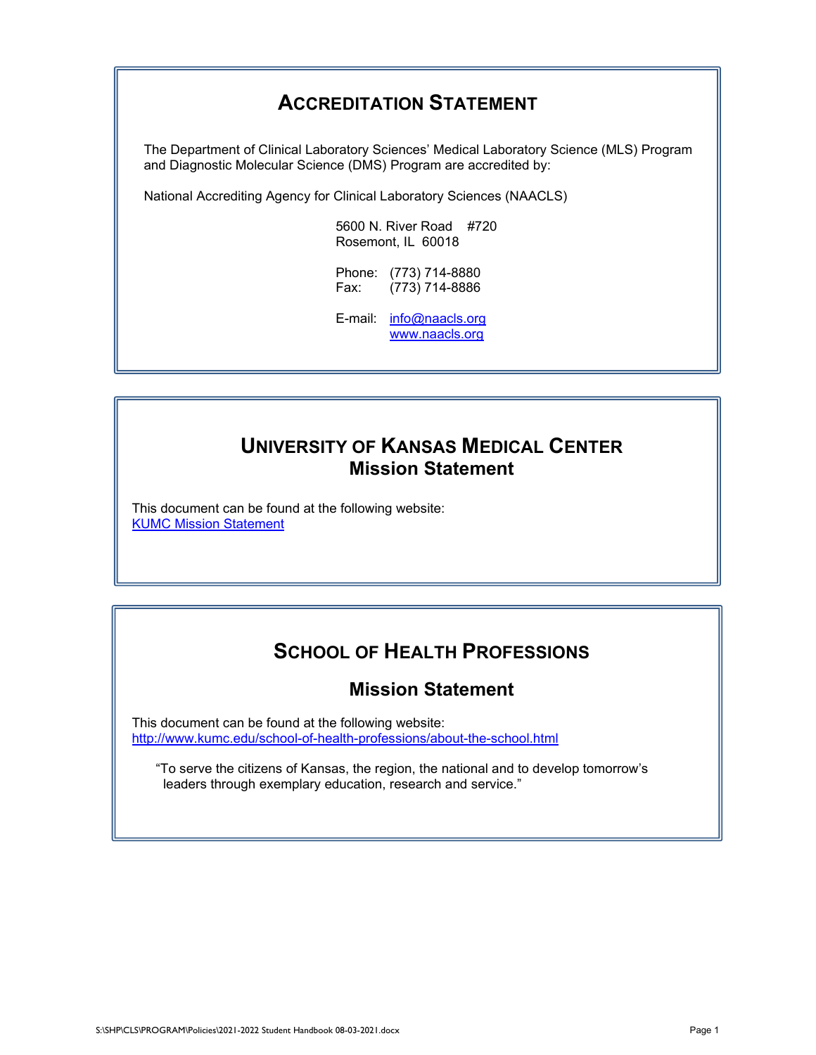# ACCREDITATION STATEMENT

The Department of Clinical Laboratory Sciences' Medical Laboratory Science (MLS) Program and Diagnostic Molecular Science (DMS) Program are accredited by:

National Accrediting Agency for Clinical Laboratory Sciences (NAACLS)

5600 N. River Road #720
Rosemont, IL 60018

Phone: (773) 714-8880
Fax: (773) 714-8886

E-mail: [info@naacls.org](mailto:info@naacls.org)
[www.naacls.org](http://www.naacls.org)

# UNIVERSITY OF KANSAS MEDICAL CENTER
## Mission Statement

This document can be found at the following website:
[KUMC Mission Statement]()

# SCHOOL OF HEALTH PROFESSIONS

## Mission Statement

This document can be found at the following website:
[http://www.kumc.edu/school-of-health-professions/about-the-school.html](http://www.kumc.edu/school-of-health-professions/about-the-school.html)

> "To serve the citizens of Kansas, the region, the national and to develop tomorrow's leaders through exemplary education, research and service."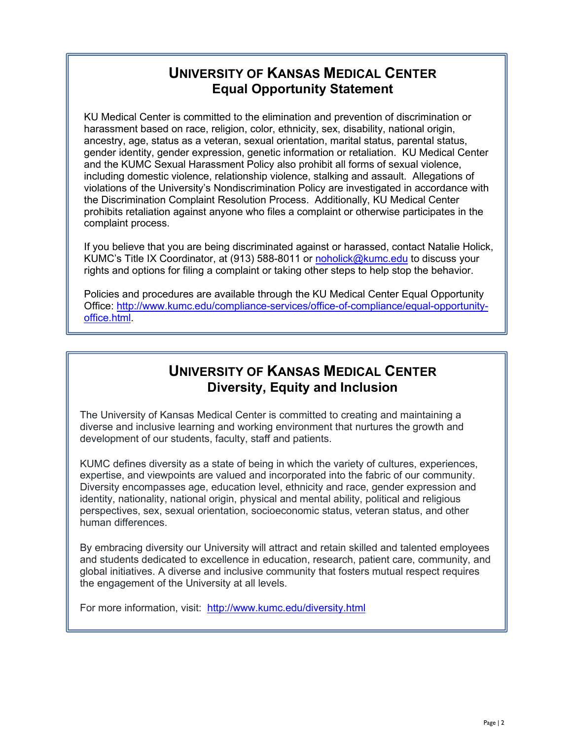## UNIVERSITY OF KANSAS MEDICAL CENTER
## Equal Opportunity Statement

KU Medical Center is committed to the elimination and prevention of discrimination or harassment based on race, religion, color, ethnicity, sex, disability, national origin, ancestry, age, status as a veteran, sexual orientation, marital status, parental status, gender identity, gender expression, genetic information or retaliation. KU Medical Center and the KUMC Sexual Harassment Policy also prohibit all forms of sexual violence, including domestic violence, relationship violence, stalking and assault. Allegations of violations of the University's Nondiscrimination Policy are investigated in accordance with the Discrimination Complaint Resolution Process. Additionally, KU Medical Center prohibits retaliation against anyone who files a complaint or otherwise participates in the complaint process.

If you believe that you are being discriminated against or harassed, contact Natalie Holick, KUMC's Title IX Coordinator, at (913) 588-8011 or noholick@kumc.edu to discuss your rights and options for filing a complaint or taking other steps to help stop the behavior.

Policies and procedures are available through the KU Medical Center Equal Opportunity Office: http://www.kumc.edu/compliance-services/office-of-compliance/equal-opportunity-office.html.

## UNIVERSITY OF KANSAS MEDICAL CENTER
## Diversity, Equity and Inclusion

The University of Kansas Medical Center is committed to creating and maintaining a diverse and inclusive learning and working environment that nurtures the growth and development of our students, faculty, staff and patients.

KUMC defines diversity as a state of being in which the variety of cultures, experiences, expertise, and viewpoints are valued and incorporated into the fabric of our community. Diversity encompasses age, education level, ethnicity and race, gender expression and identity, nationality, national origin, physical and mental ability, political and religious perspectives, sex, sexual orientation, socioeconomic status, veteran status, and other human differences.

By embracing diversity our University will attract and retain skilled and talented employees and students dedicated to excellence in education, research, patient care, community, and global initiatives. A diverse and inclusive community that fosters mutual respect requires the engagement of the University at all levels.

For more information, visit: http://www.kumc.edu/diversity.html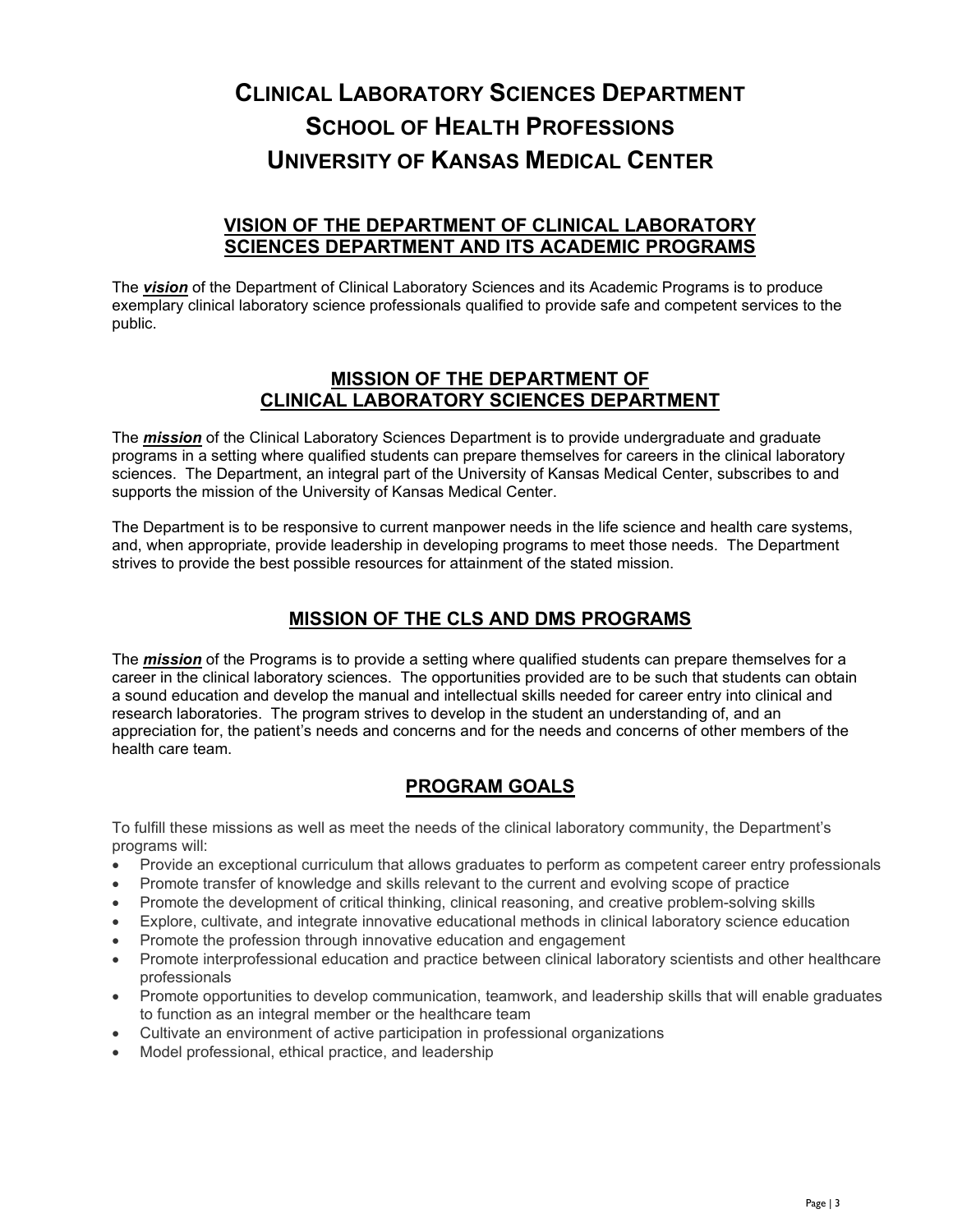# Clinical Laboratory Sciences Department
# School of Health Professions
# University of Kansas Medical Center

## VISION OF THE DEPARTMENT OF CLINICAL LABORATORY SCIENCES DEPARTMENT AND ITS ACADEMIC PROGRAMS

The ***vision*** of the Department of Clinical Laboratory Sciences and its Academic Programs is to produce exemplary clinical laboratory science professionals qualified to provide safe and competent services to the public.

## MISSION OF THE DEPARTMENT OF CLINICAL LABORATORY SCIENCES DEPARTMENT

The ***mission*** of the Clinical Laboratory Sciences Department is to provide undergraduate and graduate programs in a setting where qualified students can prepare themselves for careers in the clinical laboratory sciences. The Department, an integral part of the University of Kansas Medical Center, subscribes to and supports the mission of the University of Kansas Medical Center.

The Department is to be responsive to current manpower needs in the life science and health care systems, and, when appropriate, provide leadership in developing programs to meet those needs. The Department strives to provide the best possible resources for attainment of the stated mission.

## MISSION OF THE CLS AND DMS PROGRAMS

The ***mission*** of the Programs is to provide a setting where qualified students can prepare themselves for a career in the clinical laboratory sciences. The opportunities provided are to be such that students can obtain a sound education and develop the manual and intellectual skills needed for career entry into clinical and research laboratories. The program strives to develop in the student an understanding of, and an appreciation for, the patient's needs and concerns and for the needs and concerns of other members of the health care team.

## PROGRAM GOALS

To fulfill these missions as well as meet the needs of the clinical laboratory community, the Department's programs will:

- Provide an exceptional curriculum that allows graduates to perform as competent career entry professionals
- Promote transfer of knowledge and skills relevant to the current and evolving scope of practice
- Promote the development of critical thinking, clinical reasoning, and creative problem-solving skills
- Explore, cultivate, and integrate innovative educational methods in clinical laboratory science education
- Promote the profession through innovative education and engagement
- Promote interprofessional education and practice between clinical laboratory scientists and other healthcare professionals
- Promote opportunities to develop communication, teamwork, and leadership skills that will enable graduates to function as an integral member or the healthcare team
- Cultivate an environment of active participation in professional organizations
- Model professional, ethical practice, and leadership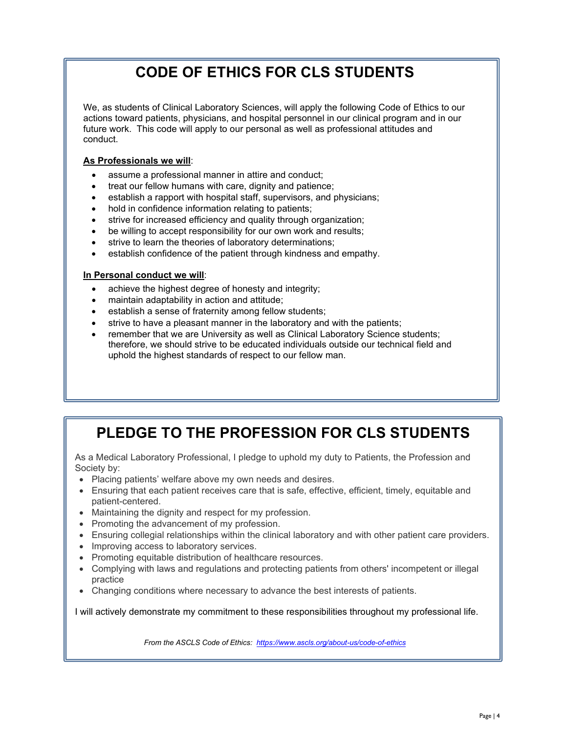# CODE OF ETHICS FOR CLS STUDENTS

We, as students of Clinical Laboratory Sciences, will apply the following Code of Ethics to our actions toward patients, physicians, and hospital personnel in our clinical program and in our future work. This code will apply to our personal as well as professional attitudes and conduct.

**As Professionals we will**:

- assume a professional manner in attire and conduct;
- treat our fellow humans with care, dignity and patience;
- establish a rapport with hospital staff, supervisors, and physicians;
- hold in confidence information relating to patients;
- strive for increased efficiency and quality through organization;
- be willing to accept responsibility for our own work and results;
- strive to learn the theories of laboratory determinations;
- establish confidence of the patient through kindness and empathy.

**In Personal conduct we will**:

- achieve the highest degree of honesty and integrity;
- maintain adaptability in action and attitude;
- establish a sense of fraternity among fellow students;
- strive to have a pleasant manner in the laboratory and with the patients;
- remember that we are University as well as Clinical Laboratory Science students; therefore, we should strive to be educated individuals outside our technical field and uphold the highest standards of respect to our fellow man.

# PLEDGE TO THE PROFESSION FOR CLS STUDENTS

As a Medical Laboratory Professional, I pledge to uphold my duty to Patients, the Profession and Society by:

- Placing patients' welfare above my own needs and desires.
- Ensuring that each patient receives care that is safe, effective, efficient, timely, equitable and patient-centered.
- Maintaining the dignity and respect for my profession.
- Promoting the advancement of my profession.
- Ensuring collegial relationships within the clinical laboratory and with other patient care providers.
- Improving access to laboratory services.
- Promoting equitable distribution of healthcare resources.
- Complying with laws and regulations and protecting patients from others' incompetent or illegal practice
- Changing conditions where necessary to advance the best interests of patients.

I will actively demonstrate my commitment to these responsibilities throughout my professional life.

*From the ASCLS Code of Ethics: [https://www.ascls.org/about-us/code-of-ethics](https://www.ascls.org/about-us/code-of-ethics)*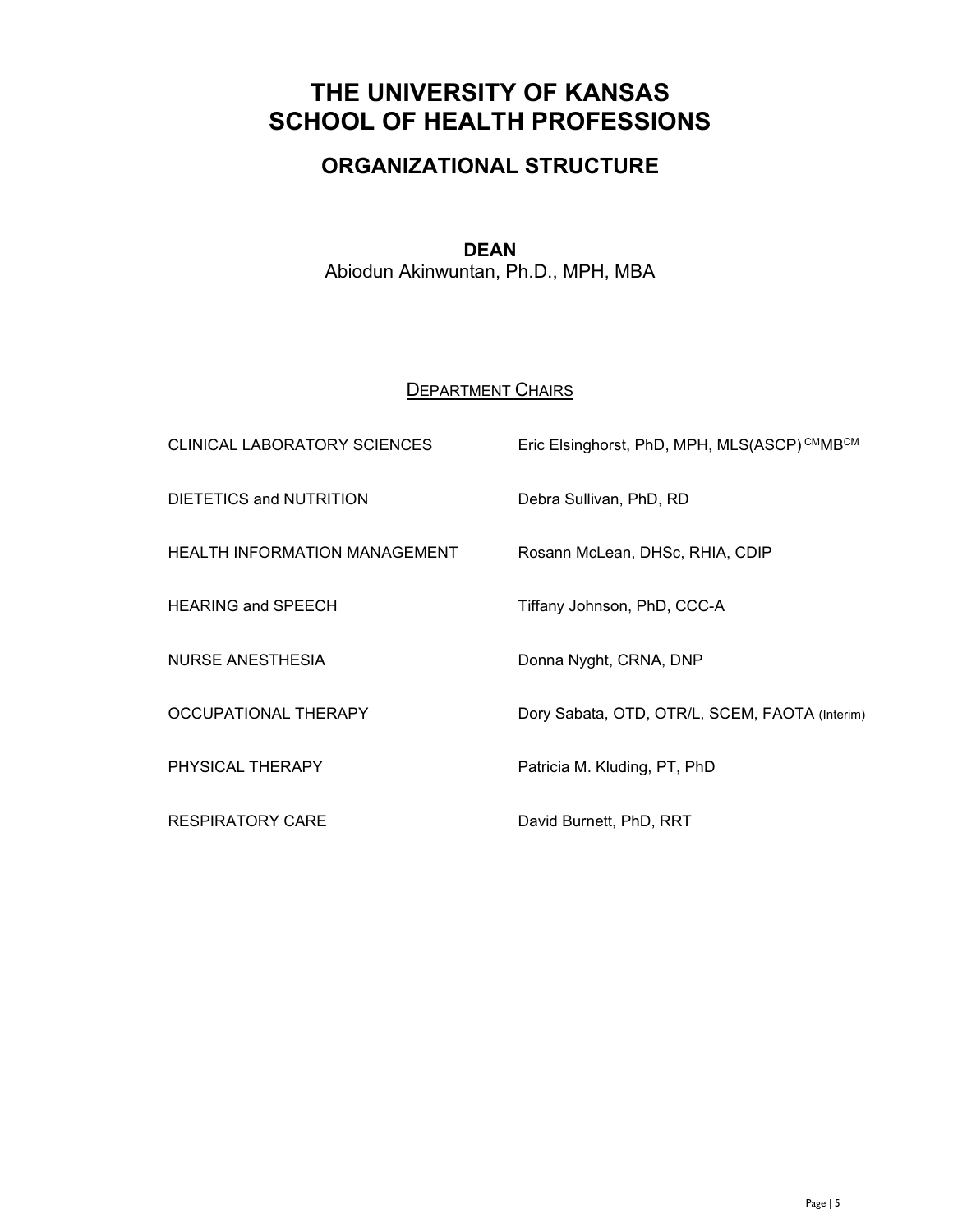# THE UNIVERSITY OF KANSAS SCHOOL OF HEALTH PROFESSIONS

## ORGANIZATIONAL STRUCTURE

**DEAN**

Abiodun Akinwuntan, Ph.D., MPH, MBA

### DEPARTMENT CHAIRS

| | |
|---|---|
| CLINICAL LABORATORY SCIENCES | Eric Elsinghorst, PhD, MPH, MLS(ASCP)[CM]MB[CM] |
| DIETETICS and NUTRITION | Debra Sullivan, PhD, RD |
| HEALTH INFORMATION MANAGEMENT | Rosann McLean, DHSc, RHIA, CDIP |
| HEARING and SPEECH | Tiffany Johnson, PhD, CCC-A |
| NURSE ANESTHESIA | Donna Nyght, CRNA, DNP |
| OCCUPATIONAL THERAPY | Dory Sabata, OTD, OTR/L, SCEM, FAOTA (Interim) |
| PHYSICAL THERAPY | Patricia M. Kluding, PT, PhD |
| RESPIRATORY CARE | David Burnett, PhD, RRT |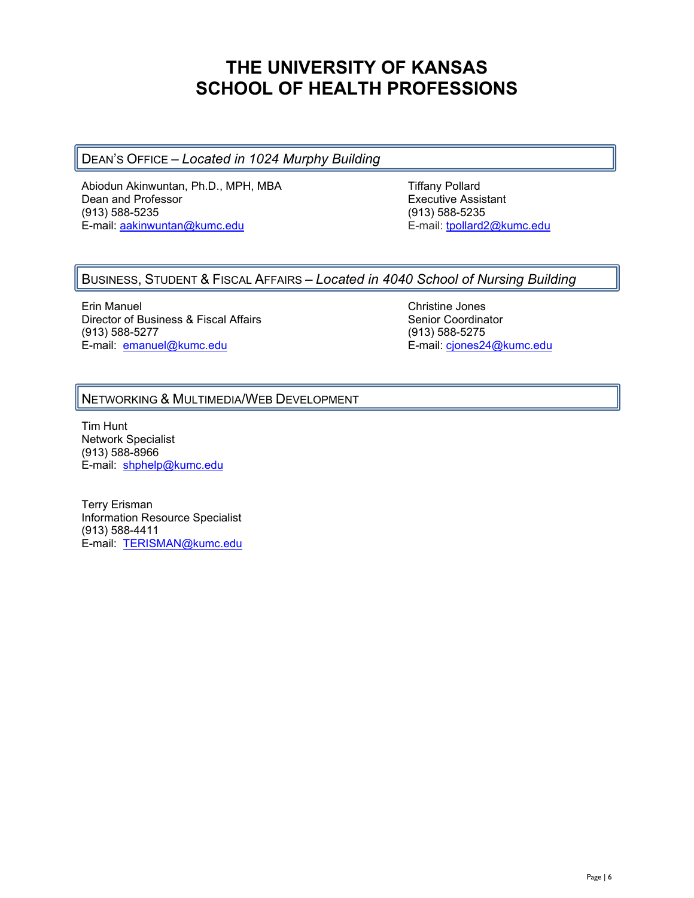# THE UNIVERSITY OF KANSAS SCHOOL OF HEALTH PROFESSIONS

## DEAN'S OFFICE – *Located in 1024 Murphy Building*

Abiodun Akinwuntan, Ph.D., MPH, MBA
Dean and Professor
(913) 588-5235
E-mail: aakinwuntan@kumc.edu

Tiffany Pollard
Executive Assistant
(913) 588-5235
E-mail: tpollard2@kumc.edu

## BUSINESS, STUDENT & FISCAL AFFAIRS – *Located in 4040 School of Nursing Building*

Erin Manuel
Director of Business & Fiscal Affairs
(913) 588-5277
E-mail: emanuel@kumc.edu

Christine Jones
Senior Coordinator
(913) 588-5275
E-mail: cjones24@kumc.edu

## NETWORKING & MULTIMEDIA/WEB DEVELOPMENT

Tim Hunt
Network Specialist
(913) 588-8966
E-mail: shphelp@kumc.edu

Terry Erisman
Information Resource Specialist
(913) 588-4411
E-mail: TERISMAN@kumc.edu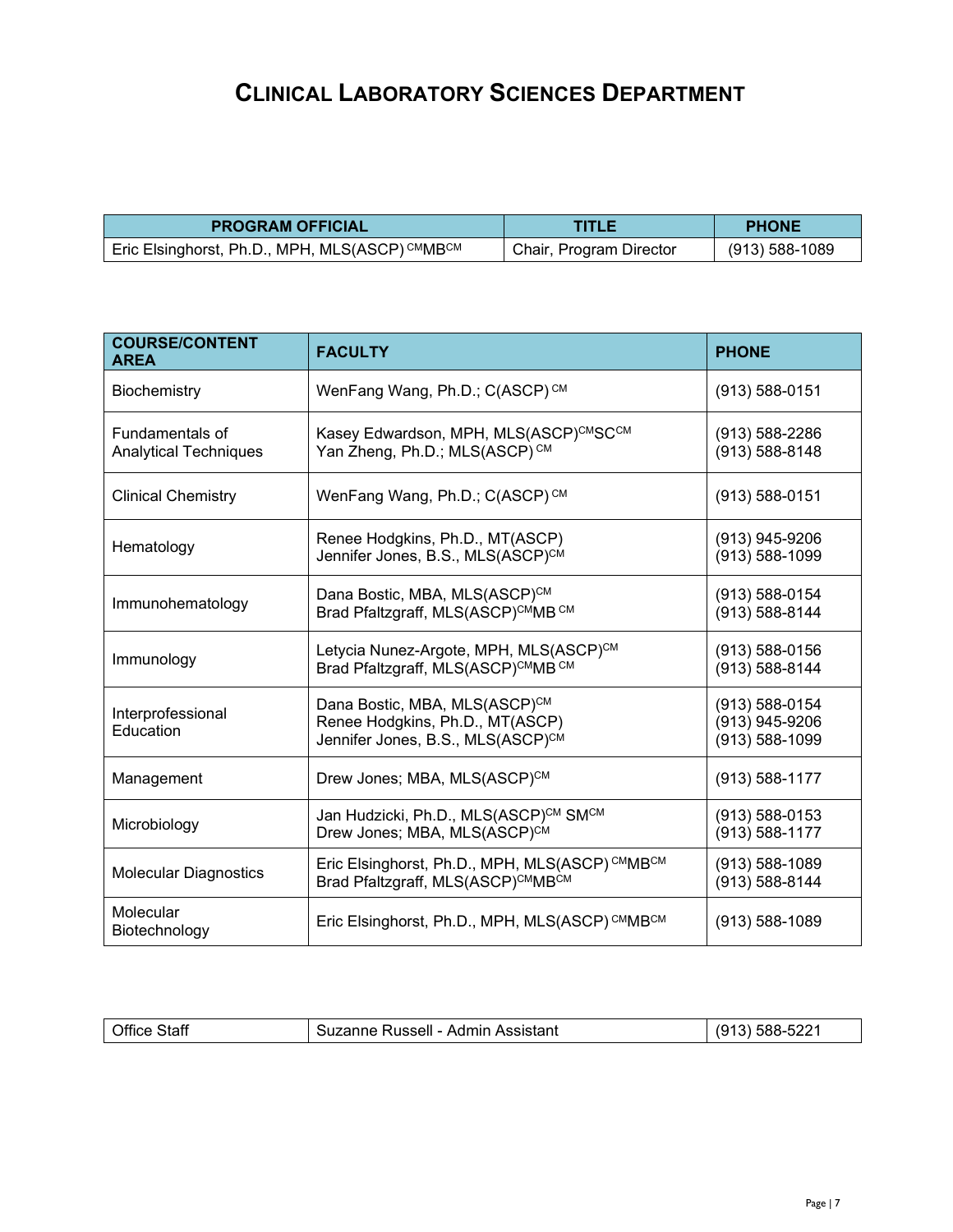# CLINICAL LABORATORY SCIENCES DEPARTMENT

| PROGRAM OFFICIAL | TITLE | PHONE |
|---|---|---|
| Eric Elsinghorst, Ph.D., MPH, MLS(ASCP) CMMBCM | Chair, Program Director | (913) 588-1089 |

| COURSE/CONTENT AREA | FACULTY | PHONE |
|---|---|---|
| Biochemistry | WenFang Wang, Ph.D.; C(ASCP) CM | (913) 588-0151 |
| Fundamentals of Analytical Techniques | Kasey Edwardson, MPH, MLS(ASCP)CMSCCM<br>Yan Zheng, Ph.D.; MLS(ASCP) CM | (913) 588-2286<br>(913) 588-8148 |
| Clinical Chemistry | WenFang Wang, Ph.D.; C(ASCP) CM | (913) 588-0151 |
| Hematology | Renee Hodgkins, Ph.D., MT(ASCP)<br>Jennifer Jones, B.S., MLS(ASCP)CM | (913) 945-9206<br>(913) 588-1099 |
| Immunohematology | Dana Bostic, MBA, MLS(ASCP)CM<br>Brad Pfaltzgraff, MLS(ASCP)CMMB CM | (913) 588-0154<br>(913) 588-8144 |
| Immunology | Letycia Nunez-Argote, MPH, MLS(ASCP)CM<br>Brad Pfaltzgraff, MLS(ASCP)CMMB CM | (913) 588-0156<br>(913) 588-8144 |
| Interprofessional Education | Dana Bostic, MBA, MLS(ASCP)CM<br>Renee Hodgkins, Ph.D., MT(ASCP)<br>Jennifer Jones, B.S., MLS(ASCP)CM | (913) 588-0154<br>(913) 945-9206<br>(913) 588-1099 |
| Management | Drew Jones; MBA, MLS(ASCP)CM | (913) 588-1177 |
| Microbiology | Jan Hudzicki, Ph.D., MLS(ASCP)CM SMCM<br>Drew Jones; MBA, MLS(ASCP)CM | (913) 588-0153<br>(913) 588-1177 |
| Molecular Diagnostics | Eric Elsinghorst, Ph.D., MPH, MLS(ASCP) CMMBCM<br>Brad Pfaltzgraff, MLS(ASCP)CMMBCM | (913) 588-1089<br>(913) 588-8144 |
| Molecular Biotechnology | Eric Elsinghorst, Ph.D., MPH, MLS(ASCP) CMMBCM | (913) 588-1089 |

| Office Staff | Suzanne Russell - Admin Assistant | (913) 588-5221 |
|---|---|---|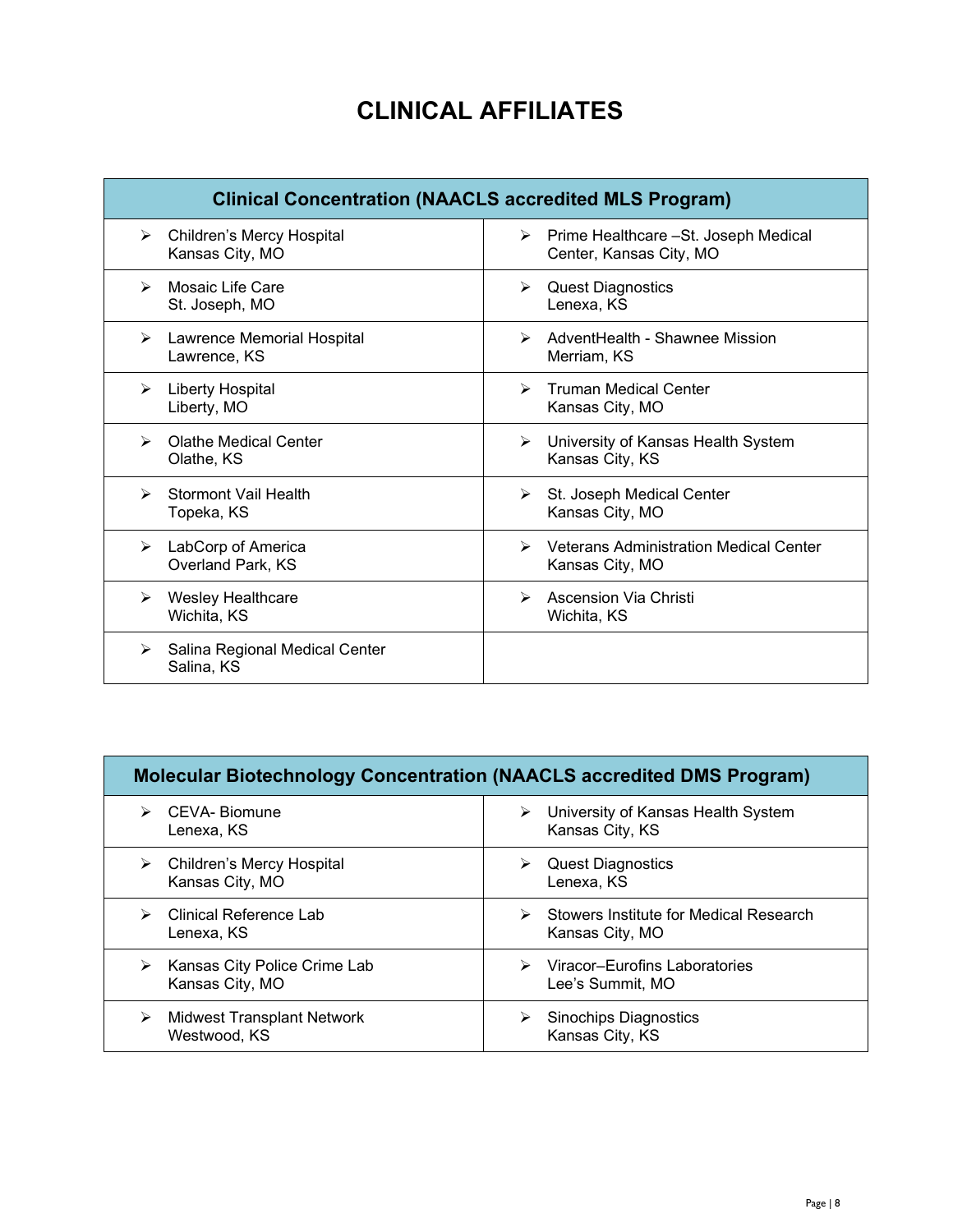# CLINICAL AFFILIATES

| Clinical Concentration (NAACLS accredited MLS Program) | |
|---|---|
| ➢ Children's Mercy Hospital<br>Kansas City, MO | ➢ Prime Healthcare –St. Joseph Medical Center, Kansas City, MO |
| ➢ Mosaic Life Care<br>St. Joseph, MO | ➢ Quest Diagnostics<br>Lenexa, KS |
| ➢ Lawrence Memorial Hospital<br>Lawrence, KS | ➢ AdventHealth - Shawnee Mission<br>Merriam, KS |
| ➢ Liberty Hospital<br>Liberty, MO | ➢ Truman Medical Center<br>Kansas City, MO |
| ➢ Olathe Medical Center<br>Olathe, KS | ➢ University of Kansas Health System<br>Kansas City, KS |
| ➢ Stormont Vail Health<br>Topeka, KS | ➢ St. Joseph Medical Center<br>Kansas City, MO |
| ➢ LabCorp of America<br>Overland Park, KS | ➢ Veterans Administration Medical Center<br>Kansas City, MO |
| ➢ Wesley Healthcare<br>Wichita, KS | ➢ Ascension Via Christi<br>Wichita, KS |
| ➢ Salina Regional Medical Center<br>Salina, KS | |

| Molecular Biotechnology Concentration (NAACLS accredited DMS Program) | |
|---|---|
| ➢ CEVA- Biomune<br>Lenexa, KS | ➢ University of Kansas Health System<br>Kansas City, KS |
| ➢ Children's Mercy Hospital<br>Kansas City, MO | ➢ Quest Diagnostics<br>Lenexa, KS |
| ➢ Clinical Reference Lab<br>Lenexa, KS | ➢ Stowers Institute for Medical Research<br>Kansas City, MO |
| ➢ Kansas City Police Crime Lab<br>Kansas City, MO | ➢ Viracor–Eurofins Laboratories<br>Lee's Summit, MO |
| ➢ Midwest Transplant Network<br>Westwood, KS | ➢ Sinochips Diagnostics<br>Kansas City, KS |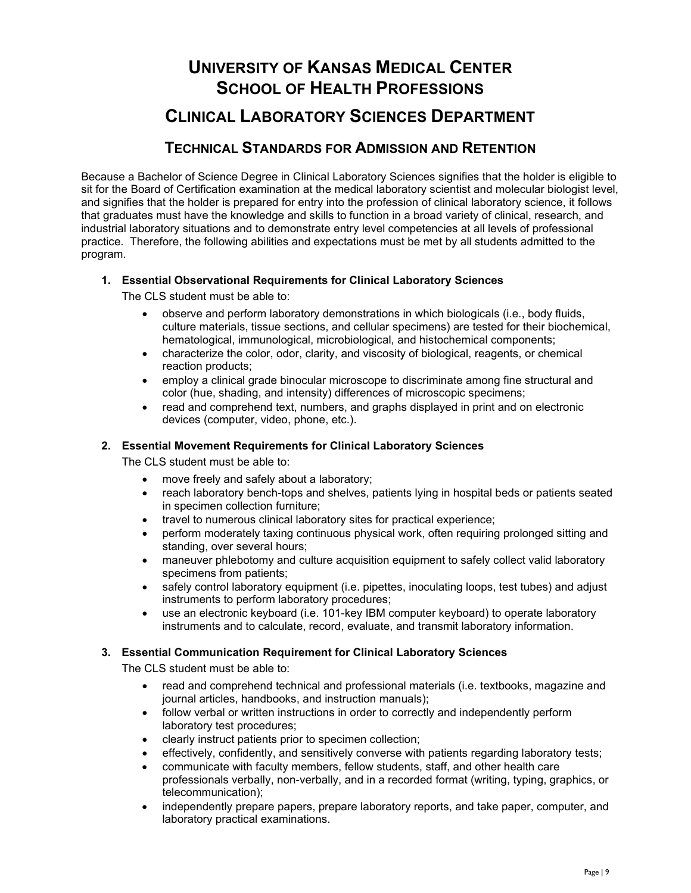# University of Kansas Medical Center
# School of Health Professions

## Clinical Laboratory Sciences Department

### Technical Standards for Admission and Retention

Because a Bachelor of Science Degree in Clinical Laboratory Sciences signifies that the holder is eligible to sit for the Board of Certification examination at the medical laboratory scientist and molecular biologist level, and signifies that the holder is prepared for entry into the profession of clinical laboratory science, it follows that graduates must have the knowledge and skills to function in a broad variety of clinical, research, and industrial laboratory situations and to demonstrate entry level competencies at all levels of professional practice. Therefore, the following abilities and expectations must be met by all students admitted to the program.

1. **Essential Observational Requirements for Clinical Laboratory Sciences**

   The CLS student must be able to:

   - observe and perform laboratory demonstrations in which biologicals (i.e., body fluids, culture materials, tissue sections, and cellular specimens) are tested for their biochemical, hematological, immunological, microbiological, and histochemical components;
   - characterize the color, odor, clarity, and viscosity of biological, reagents, or chemical reaction products;
   - employ a clinical grade binocular microscope to discriminate among fine structural and color (hue, shading, and intensity) differences of microscopic specimens;
   - read and comprehend text, numbers, and graphs displayed in print and on electronic devices (computer, video, phone, etc.).

2. **Essential Movement Requirements for Clinical Laboratory Sciences**

   The CLS student must be able to:

   - move freely and safely about a laboratory;
   - reach laboratory bench-tops and shelves, patients lying in hospital beds or patients seated in specimen collection furniture;
   - travel to numerous clinical laboratory sites for practical experience;
   - perform moderately taxing continuous physical work, often requiring prolonged sitting and standing, over several hours;
   - maneuver phlebotomy and culture acquisition equipment to safely collect valid laboratory specimens from patients;
   - safely control laboratory equipment (i.e. pipettes, inoculating loops, test tubes) and adjust instruments to perform laboratory procedures;
   - use an electronic keyboard (i.e. 101-key IBM computer keyboard) to operate laboratory instruments and to calculate, record, evaluate, and transmit laboratory information.

3. **Essential Communication Requirement for Clinical Laboratory Sciences**

   The CLS student must be able to:

   - read and comprehend technical and professional materials (i.e. textbooks, magazine and journal articles, handbooks, and instruction manuals);
   - follow verbal or written instructions in order to correctly and independently perform laboratory test procedures;
   - clearly instruct patients prior to specimen collection;
   - effectively, confidently, and sensitively converse with patients regarding laboratory tests;
   - communicate with faculty members, fellow students, staff, and other health care professionals verbally, non-verbally, and in a recorded format (writing, typing, graphics, or telecommunication);
   - independently prepare papers, prepare laboratory reports, and take paper, computer, and laboratory practical examinations.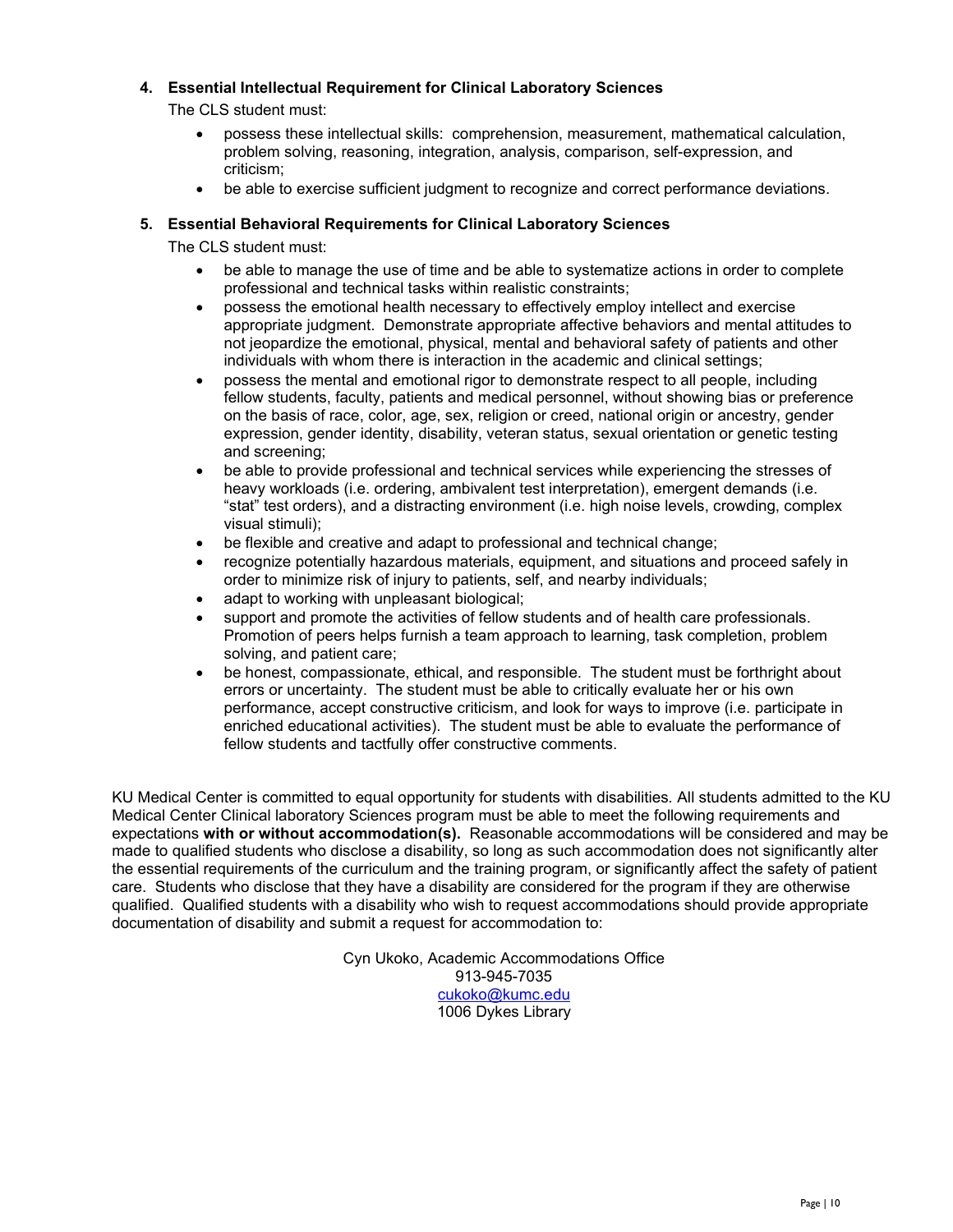4. **Essential Intellectual Requirement for Clinical Laboratory Sciences**

   The CLS student must:

   - possess these intellectual skills: comprehension, measurement, mathematical calculation, problem solving, reasoning, integration, analysis, comparison, self-expression, and criticism;
   - be able to exercise sufficient judgment to recognize and correct performance deviations.

5. **Essential Behavioral Requirements for Clinical Laboratory Sciences**

   The CLS student must:

   - be able to manage the use of time and be able to systematize actions in order to complete professional and technical tasks within realistic constraints;
   - possess the emotional health necessary to effectively employ intellect and exercise appropriate judgment. Demonstrate appropriate affective behaviors and mental attitudes to not jeopardize the emotional, physical, mental and behavioral safety of patients and other individuals with whom there is interaction in the academic and clinical settings;
   - possess the mental and emotional rigor to demonstrate respect to all people, including fellow students, faculty, patients and medical personnel, without showing bias or preference on the basis of race, color, age, sex, religion or creed, national origin or ancestry, gender expression, gender identity, disability, veteran status, sexual orientation or genetic testing and screening;
   - be able to provide professional and technical services while experiencing the stresses of heavy workloads (i.e. ordering, ambivalent test interpretation), emergent demands (i.e. "stat" test orders), and a distracting environment (i.e. high noise levels, crowding, complex visual stimuli);
   - be flexible and creative and adapt to professional and technical change;
   - recognize potentially hazardous materials, equipment, and situations and proceed safely in order to minimize risk of injury to patients, self, and nearby individuals;
   - adapt to working with unpleasant biological;
   - support and promote the activities of fellow students and of health care professionals. Promotion of peers helps furnish a team approach to learning, task completion, problem solving, and patient care;
   - be honest, compassionate, ethical, and responsible. The student must be forthright about errors or uncertainty. The student must be able to critically evaluate her or his own performance, accept constructive criticism, and look for ways to improve (i.e. participate in enriched educational activities). The student must be able to evaluate the performance of fellow students and tactfully offer constructive comments.

KU Medical Center is committed to equal opportunity for students with disabilities. All students admitted to the KU Medical Center Clinical laboratory Sciences program must be able to meet the following requirements and expectations **with or without accommodation(s).** Reasonable accommodations will be considered and may be made to qualified students who disclose a disability, so long as such accommodation does not significantly alter the essential requirements of the curriculum and the training program, or significantly affect the safety of patient care. Students who disclose that they have a disability are considered for the program if they are otherwise qualified. Qualified students with a disability who wish to request accommodations should provide appropriate documentation of disability and submit a request for accommodation to:

Cyn Ukoko, Academic Accommodations Office
913-945-7035
cukoko@kumc.edu
1006 Dykes Library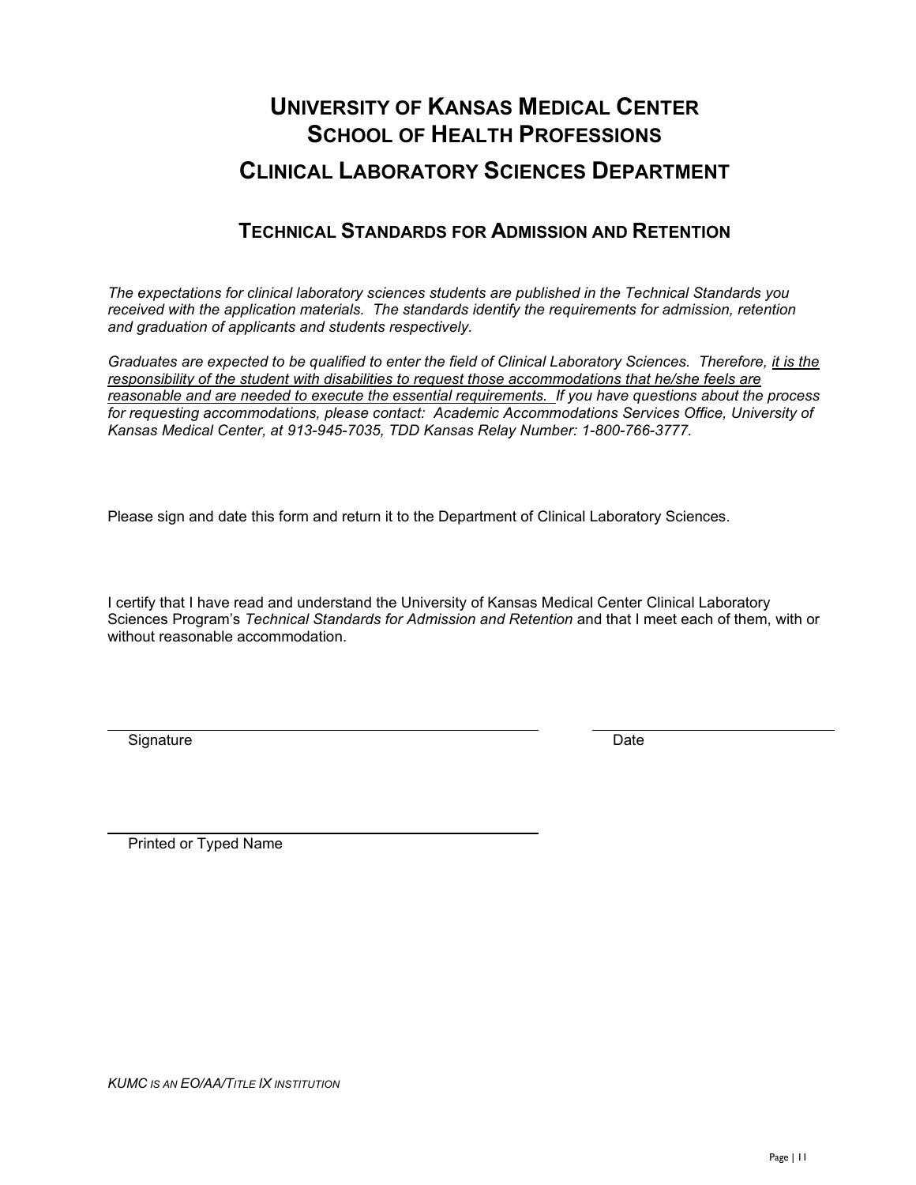# University of Kansas Medical Center
# School of Health Professions
## Clinical Laboratory Sciences Department

### Technical Standards for Admission and Retention

*The expectations for clinical laboratory sciences students are published in the Technical Standards you received with the application materials. The standards identify the requirements for admission, retention and graduation of applicants and students respectively.*

*Graduates are expected to be qualified to enter the field of Clinical Laboratory Sciences. Therefore, <u>it is the responsibility of the student with disabilities to request those accommodations that he/she feels are reasonable and are needed to execute the essential requirements.</u> If you have questions about the process for requesting accommodations, please contact: Academic Accommodations Services Office, University of Kansas Medical Center, at 913-945-7035, TDD Kansas Relay Number: 1-800-766-3777.*

Please sign and date this form and return it to the Department of Clinical Laboratory Sciences.

I certify that I have read and understand the University of Kansas Medical Center Clinical Laboratory Sciences Program's *Technical Standards for Admission and Retention* and that I meet each of them, with or without reasonable accommodation.

_______________________________________ _______________________

Signature Date

_______________________________________

Printed or Typed Name

*KUMC is an EO/AA/Title IX institution*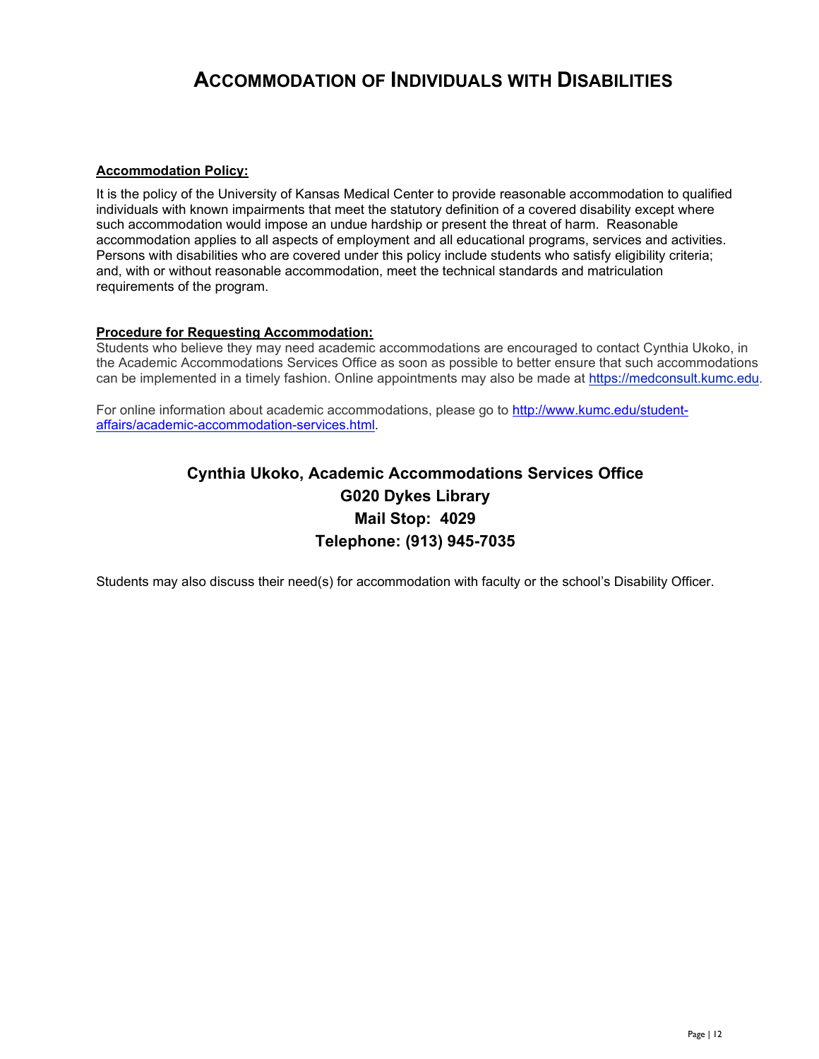# ACCOMMODATION OF INDIVIDUALS WITH DISABILITIES

**Accommodation Policy:**

It is the policy of the University of Kansas Medical Center to provide reasonable accommodation to qualified individuals with known impairments that meet the statutory definition of a covered disability except where such accommodation would impose an undue hardship or present the threat of harm. Reasonable accommodation applies to all aspects of employment and all educational programs, services and activities. Persons with disabilities who are covered under this policy include students who satisfy eligibility criteria; and, with or without reasonable accommodation, meet the technical standards and matriculation requirements of the program.

**Procedure for Requesting Accommodation:**

Students who believe they may need academic accommodations are encouraged to contact Cynthia Ukoko, in the Academic Accommodations Services Office as soon as possible to better ensure that such accommodations can be implemented in a timely fashion. Online appointments may also be made at https://medconsult.kumc.edu.

For online information about academic accommodations, please go to http://www.kumc.edu/student-affairs/academic-accommodation-services.html.

**Cynthia Ukoko, Academic Accommodations Services Office**
**G020 Dykes Library**
**Mail Stop: 4029**
**Telephone: (913) 945-7035**

Students may also discuss their need(s) for accommodation with faculty or the school's Disability Officer.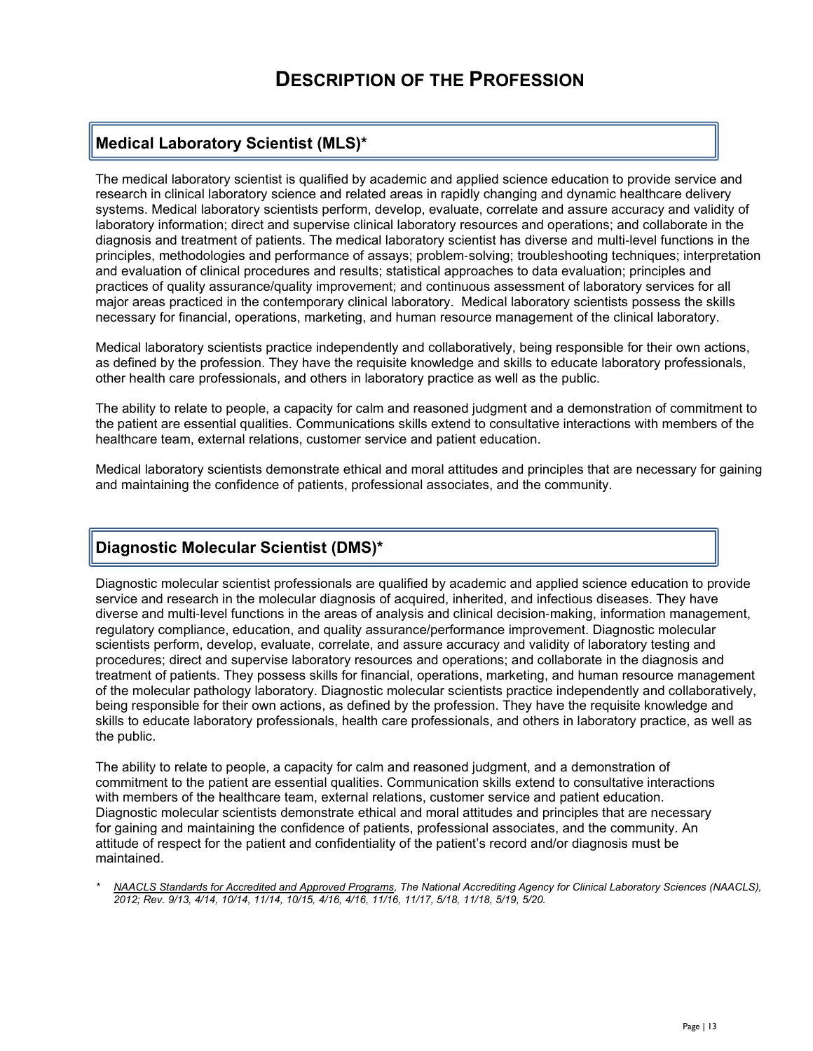# DESCRIPTION OF THE PROFESSION

## Medical Laboratory Scientist (MLS)*

The medical laboratory scientist is qualified by academic and applied science education to provide service and research in clinical laboratory science and related areas in rapidly changing and dynamic healthcare delivery systems. Medical laboratory scientists perform, develop, evaluate, correlate and assure accuracy and validity of laboratory information; direct and supervise clinical laboratory resources and operations; and collaborate in the diagnosis and treatment of patients. The medical laboratory scientist has diverse and multi-level functions in the principles, methodologies and performance of assays; problem-solving; troubleshooting techniques; interpretation and evaluation of clinical procedures and results; statistical approaches to data evaluation; principles and practices of quality assurance/quality improvement; and continuous assessment of laboratory services for all major areas practiced in the contemporary clinical laboratory. Medical laboratory scientists possess the skills necessary for financial, operations, marketing, and human resource management of the clinical laboratory.

Medical laboratory scientists practice independently and collaboratively, being responsible for their own actions, as defined by the profession. They have the requisite knowledge and skills to educate laboratory professionals, other health care professionals, and others in laboratory practice as well as the public.

The ability to relate to people, a capacity for calm and reasoned judgment and a demonstration of commitment to the patient are essential qualities. Communications skills extend to consultative interactions with members of the healthcare team, external relations, customer service and patient education.

Medical laboratory scientists demonstrate ethical and moral attitudes and principles that are necessary for gaining and maintaining the confidence of patients, professional associates, and the community.

## Diagnostic Molecular Scientist (DMS)*

Diagnostic molecular scientist professionals are qualified by academic and applied science education to provide service and research in the molecular diagnosis of acquired, inherited, and infectious diseases. They have diverse and multi-level functions in the areas of analysis and clinical decision-making, information management, regulatory compliance, education, and quality assurance/performance improvement. Diagnostic molecular scientists perform, develop, evaluate, correlate, and assure accuracy and validity of laboratory testing and procedures; direct and supervise laboratory resources and operations; and collaborate in the diagnosis and treatment of patients. They possess skills for financial, operations, marketing, and human resource management of the molecular pathology laboratory. Diagnostic molecular scientists practice independently and collaboratively, being responsible for their own actions, as defined by the profession. They have the requisite knowledge and skills to educate laboratory professionals, health care professionals, and others in laboratory practice, as well as the public.

The ability to relate to people, a capacity for calm and reasoned judgment, and a demonstration of commitment to the patient are essential qualities. Communication skills extend to consultative interactions with members of the healthcare team, external relations, customer service and patient education. Diagnostic molecular scientists demonstrate ethical and moral attitudes and principles that are necessary for gaining and maintaining the confidence of patients, professional associates, and the community. An attitude of respect for the patient and confidentiality of the patient's record and/or diagnosis must be maintained.

\* *NAACLS Standards for Accredited and Approved Programs, The National Accrediting Agency for Clinical Laboratory Sciences (NAACLS), 2012; Rev. 9/13, 4/14, 10/14, 11/14, 10/15, 4/16, 4/16, 11/16, 11/17, 5/18, 11/18, 5/19, 5/20.*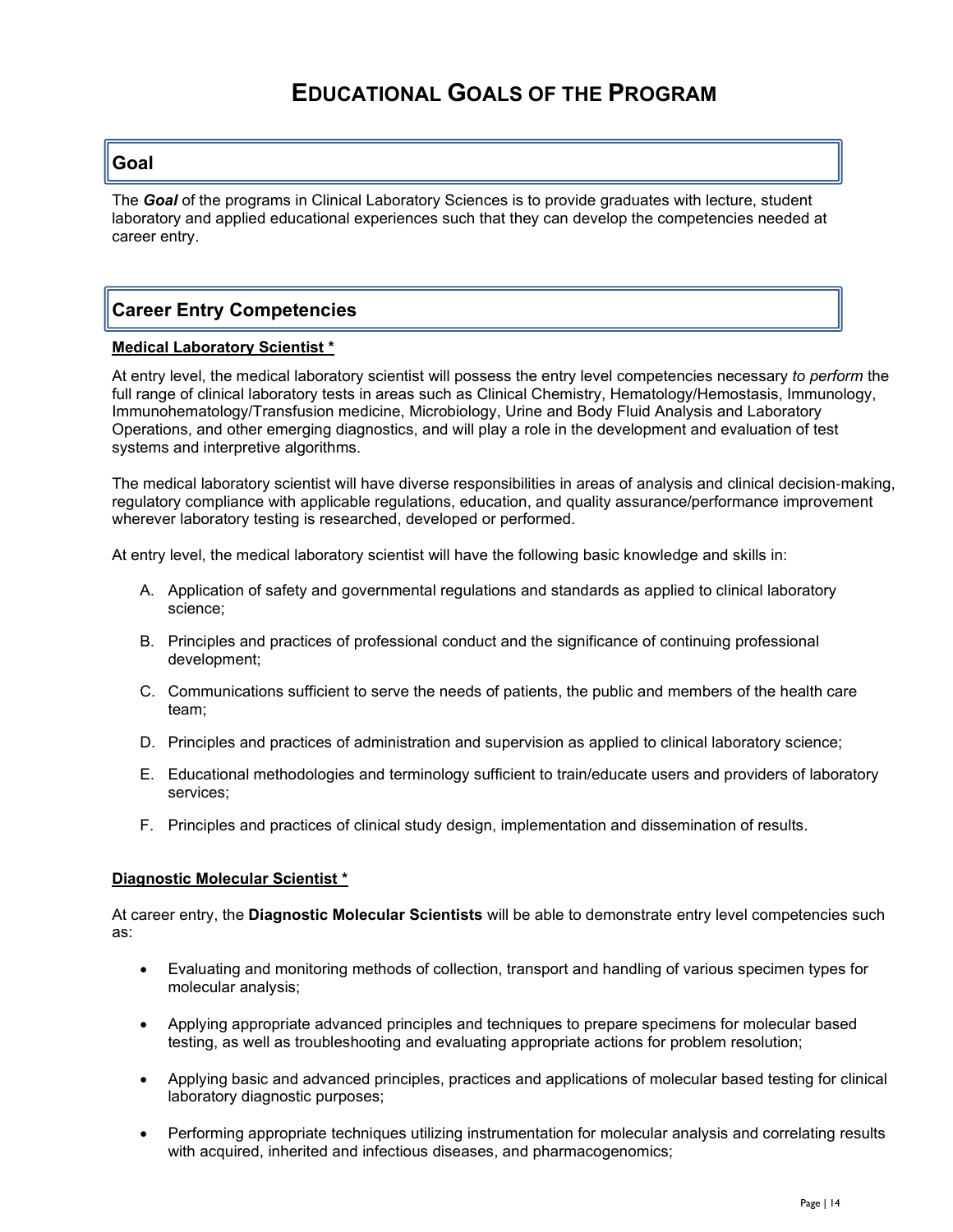# EDUCATIONAL GOALS OF THE PROGRAM

## Goal

The ***Goal*** of the programs in Clinical Laboratory Sciences is to provide graduates with lecture, student laboratory and applied educational experiences such that they can develop the competencies needed at career entry.

## Career Entry Competencies

**Medical Laboratory Scientist ***

At entry level, the medical laboratory scientist will possess the entry level competencies necessary *to perform* the full range of clinical laboratory tests in areas such as Clinical Chemistry, Hematology/Hemostasis, Immunology, Immunohematology/Transfusion medicine, Microbiology, Urine and Body Fluid Analysis and Laboratory Operations, and other emerging diagnostics, and will play a role in the development and evaluation of test systems and interpretive algorithms.

The medical laboratory scientist will have diverse responsibilities in areas of analysis and clinical decision-making, regulatory compliance with applicable regulations, education, and quality assurance/performance improvement wherever laboratory testing is researched, developed or performed.

At entry level, the medical laboratory scientist will have the following basic knowledge and skills in:

A. Application of safety and governmental regulations and standards as applied to clinical laboratory science;

B. Principles and practices of professional conduct and the significance of continuing professional development;

C. Communications sufficient to serve the needs of patients, the public and members of the health care team;

D. Principles and practices of administration and supervision as applied to clinical laboratory science;

E. Educational methodologies and terminology sufficient to train/educate users and providers of laboratory services;

F. Principles and practices of clinical study design, implementation and dissemination of results.

**Diagnostic Molecular Scientist ***

At career entry, the **Diagnostic Molecular Scientists** will be able to demonstrate entry level competencies such as:

- Evaluating and monitoring methods of collection, transport and handling of various specimen types for molecular analysis;
- Applying appropriate advanced principles and techniques to prepare specimens for molecular based testing, as well as troubleshooting and evaluating appropriate actions for problem resolution;
- Applying basic and advanced principles, practices and applications of molecular based testing for clinical laboratory diagnostic purposes;
- Performing appropriate techniques utilizing instrumentation for molecular analysis and correlating results with acquired, inherited and infectious diseases, and pharmacogenomics;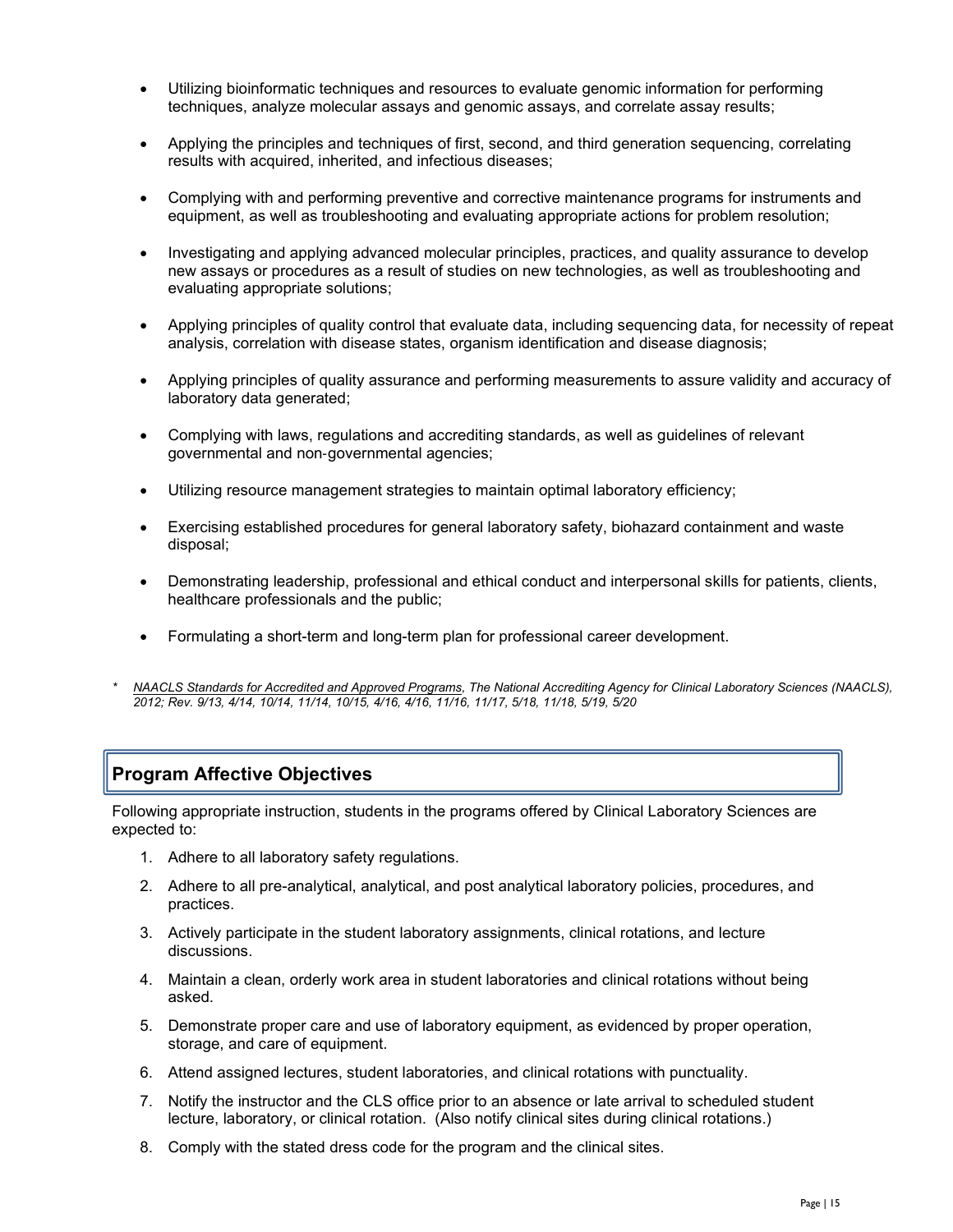- Utilizing bioinformatic techniques and resources to evaluate genomic information for performing techniques, analyze molecular assays and genomic assays, and correlate assay results;
- Applying the principles and techniques of first, second, and third generation sequencing, correlating results with acquired, inherited, and infectious diseases;
- Complying with and performing preventive and corrective maintenance programs for instruments and equipment, as well as troubleshooting and evaluating appropriate actions for problem resolution;
- Investigating and applying advanced molecular principles, practices, and quality assurance to develop new assays or procedures as a result of studies on new technologies, as well as troubleshooting and evaluating appropriate solutions;
- Applying principles of quality control that evaluate data, including sequencing data, for necessity of repeat analysis, correlation with disease states, organism identification and disease diagnosis;
- Applying principles of quality assurance and performing measurements to assure validity and accuracy of laboratory data generated;
- Complying with laws, regulations and accrediting standards, as well as guidelines of relevant governmental and non-governmental agencies;
- Utilizing resource management strategies to maintain optimal laboratory efficiency;
- Exercising established procedures for general laboratory safety, biohazard containment and waste disposal;
- Demonstrating leadership, professional and ethical conduct and interpersonal skills for patients, clients, healthcare professionals and the public;
- Formulating a short-term and long-term plan for professional career development.

\* *NAACLS Standards for Accredited and Approved Programs, The National Accrediting Agency for Clinical Laboratory Sciences (NAACLS), 2012; Rev. 9/13, 4/14, 10/14, 11/14, 10/15, 4/16, 4/16, 11/16, 11/17, 5/18, 11/18, 5/19, 5/20*

## Program Affective Objectives

Following appropriate instruction, students in the programs offered by Clinical Laboratory Sciences are expected to:

1. Adhere to all laboratory safety regulations.
2. Adhere to all pre-analytical, analytical, and post analytical laboratory policies, procedures, and practices.
3. Actively participate in the student laboratory assignments, clinical rotations, and lecture discussions.
4. Maintain a clean, orderly work area in student laboratories and clinical rotations without being asked.
5. Demonstrate proper care and use of laboratory equipment, as evidenced by proper operation, storage, and care of equipment.
6. Attend assigned lectures, student laboratories, and clinical rotations with punctuality.
7. Notify the instructor and the CLS office prior to an absence or late arrival to scheduled student lecture, laboratory, or clinical rotation. (Also notify clinical sites during clinical rotations.)
8. Comply with the stated dress code for the program and the clinical sites.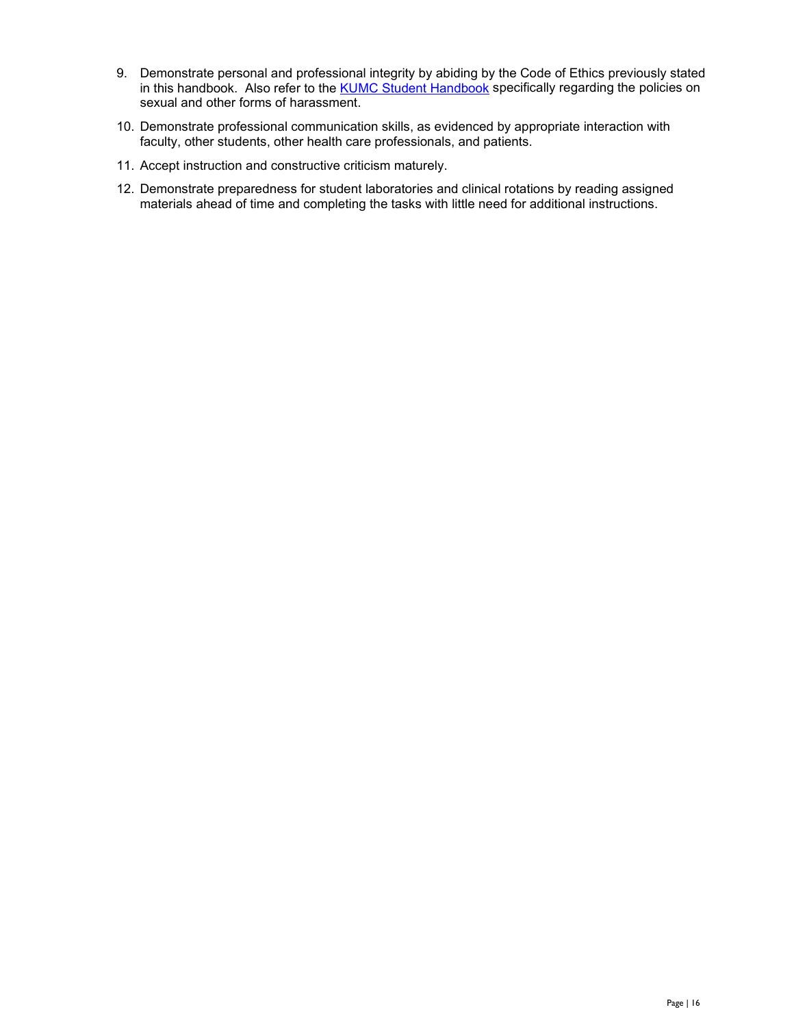9. Demonstrate personal and professional integrity by abiding by the Code of Ethics previously stated in this handbook. Also refer to the KUMC Student Handbook specifically regarding the policies on sexual and other forms of harassment.
10. Demonstrate professional communication skills, as evidenced by appropriate interaction with faculty, other students, other health care professionals, and patients.
11. Accept instruction and constructive criticism maturely.
12. Demonstrate preparedness for student laboratories and clinical rotations by reading assigned materials ahead of time and completing the tasks with little need for additional instructions.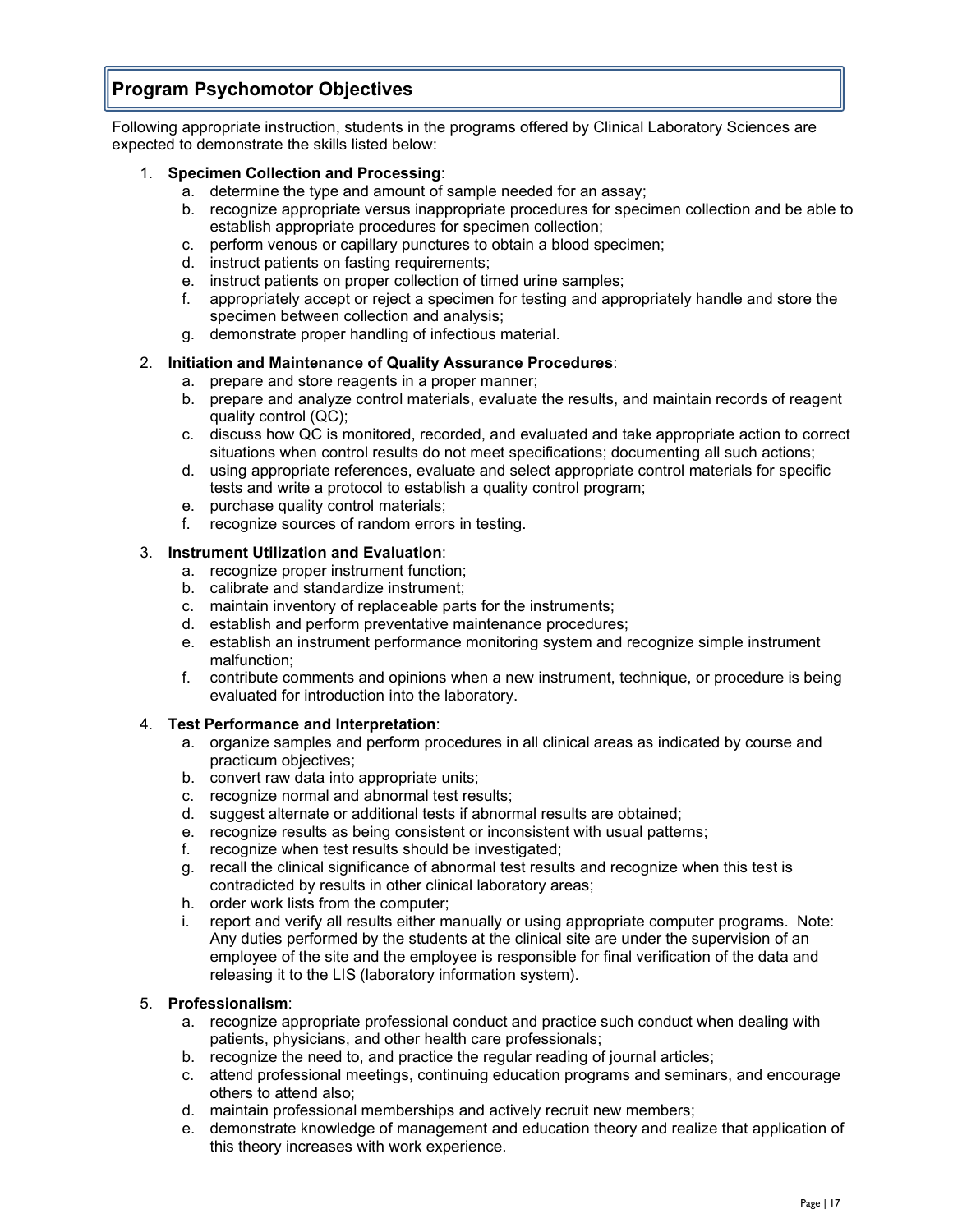## Program Psychomotor Objectives

Following appropriate instruction, students in the programs offered by Clinical Laboratory Sciences are expected to demonstrate the skills listed below:

1. **Specimen Collection and Processing**:
   a. determine the type and amount of sample needed for an assay;
   b. recognize appropriate versus inappropriate procedures for specimen collection and be able to establish appropriate procedures for specimen collection;
   c. perform venous or capillary punctures to obtain a blood specimen;
   d. instruct patients on fasting requirements;
   e. instruct patients on proper collection of timed urine samples;
   f. appropriately accept or reject a specimen for testing and appropriately handle and store the specimen between collection and analysis;
   g. demonstrate proper handling of infectious material.

2. **Initiation and Maintenance of Quality Assurance Procedures**:
   a. prepare and store reagents in a proper manner;
   b. prepare and analyze control materials, evaluate the results, and maintain records of reagent quality control (QC);
   c. discuss how QC is monitored, recorded, and evaluated and take appropriate action to correct situations when control results do not meet specifications; documenting all such actions;
   d. using appropriate references, evaluate and select appropriate control materials for specific tests and write a protocol to establish a quality control program;
   e. purchase quality control materials;
   f. recognize sources of random errors in testing.

3. **Instrument Utilization and Evaluation**:
   a. recognize proper instrument function;
   b. calibrate and standardize instrument;
   c. maintain inventory of replaceable parts for the instruments;
   d. establish and perform preventative maintenance procedures;
   e. establish an instrument performance monitoring system and recognize simple instrument malfunction;
   f. contribute comments and opinions when a new instrument, technique, or procedure is being evaluated for introduction into the laboratory.

4. **Test Performance and Interpretation**:
   a. organize samples and perform procedures in all clinical areas as indicated by course and practicum objectives;
   b. convert raw data into appropriate units;
   c. recognize normal and abnormal test results;
   d. suggest alternate or additional tests if abnormal results are obtained;
   e. recognize results as being consistent or inconsistent with usual patterns;
   f. recognize when test results should be investigated;
   g. recall the clinical significance of abnormal test results and recognize when this test is contradicted by results in other clinical laboratory areas;
   h. order work lists from the computer;
   i. report and verify all results either manually or using appropriate computer programs. Note: Any duties performed by the students at the clinical site are under the supervision of an employee of the site and the employee is responsible for final verification of the data and releasing it to the LIS (laboratory information system).

5. **Professionalism**:
   a. recognize appropriate professional conduct and practice such conduct when dealing with patients, physicians, and other health care professionals;
   b. recognize the need to, and practice the regular reading of journal articles;
   c. attend professional meetings, continuing education programs and seminars, and encourage others to attend also;
   d. maintain professional memberships and actively recruit new members;
   e. demonstrate knowledge of management and education theory and realize that application of this theory increases with work experience.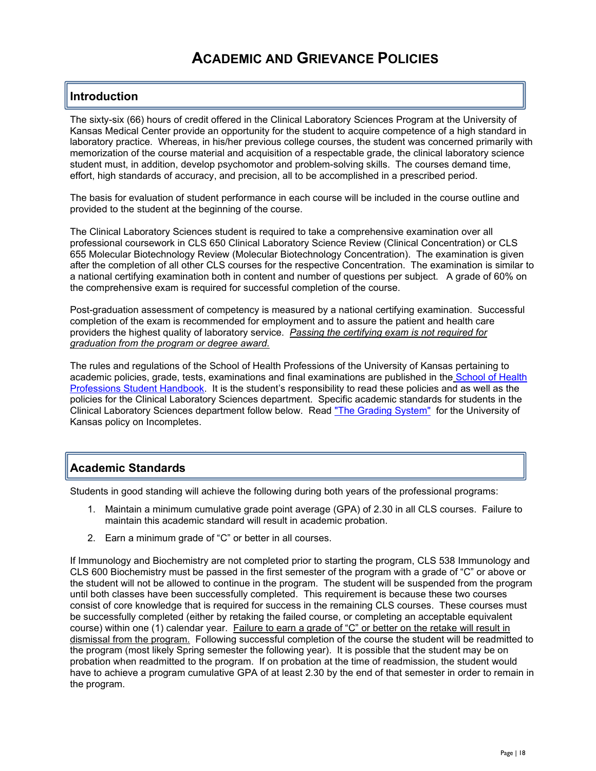# ACADEMIC AND GRIEVANCE POLICIES

## Introduction

The sixty-six (66) hours of credit offered in the Clinical Laboratory Sciences Program at the University of Kansas Medical Center provide an opportunity for the student to acquire competence of a high standard in laboratory practice. Whereas, in his/her previous college courses, the student was concerned primarily with memorization of the course material and acquisition of a respectable grade, the clinical laboratory science student must, in addition, develop psychomotor and problem-solving skills. The courses demand time, effort, high standards of accuracy, and precision, all to be accomplished in a prescribed period.

The basis for evaluation of student performance in each course will be included in the course outline and provided to the student at the beginning of the course.

The Clinical Laboratory Sciences student is required to take a comprehensive examination over all professional coursework in CLS 650 Clinical Laboratory Science Review (Clinical Concentration) or CLS 655 Molecular Biotechnology Review (Molecular Biotechnology Concentration). The examination is given after the completion of all other CLS courses for the respective Concentration. The examination is similar to a national certifying examination both in content and number of questions per subject. A grade of 60% on the comprehensive exam is required for successful completion of the course.

Post-graduation assessment of competency is measured by a national certifying examination. Successful completion of the exam is recommended for employment and to assure the patient and health care providers the highest quality of laboratory service. *Passing the certifying exam is not required for graduation from the program or degree award.*

The rules and regulations of the School of Health Professions of the University of Kansas pertaining to academic policies, grade, tests, examinations and final examinations are published in the School of Health Professions Student Handbook. It is the student's responsibility to read these policies and as well as the policies for the Clinical Laboratory Sciences department. Specific academic standards for students in the Clinical Laboratory Sciences department follow below. Read "The Grading System" for the University of Kansas policy on Incompletes.

## Academic Standards

Students in good standing will achieve the following during both years of the professional programs:

1. Maintain a minimum cumulative grade point average (GPA) of 2.30 in all CLS courses. Failure to maintain this academic standard will result in academic probation.
2. Earn a minimum grade of "C" or better in all courses.

If Immunology and Biochemistry are not completed prior to starting the program, CLS 538 Immunology and CLS 600 Biochemistry must be passed in the first semester of the program with a grade of "C" or above or the student will not be allowed to continue in the program. The student will be suspended from the program until both classes have been successfully completed. This requirement is because these two courses consist of core knowledge that is required for success in the remaining CLS courses. These courses must be successfully completed (either by retaking the failed course, or completing an acceptable equivalent course) within one (1) calendar year. Failure to earn a grade of "C" or better on the retake will result in dismissal from the program. Following successful completion of the course the student will be readmitted to the program (most likely Spring semester the following year). It is possible that the student may be on probation when readmitted to the program. If on probation at the time of readmission, the student would have to achieve a program cumulative GPA of at least 2.30 by the end of that semester in order to remain in the program.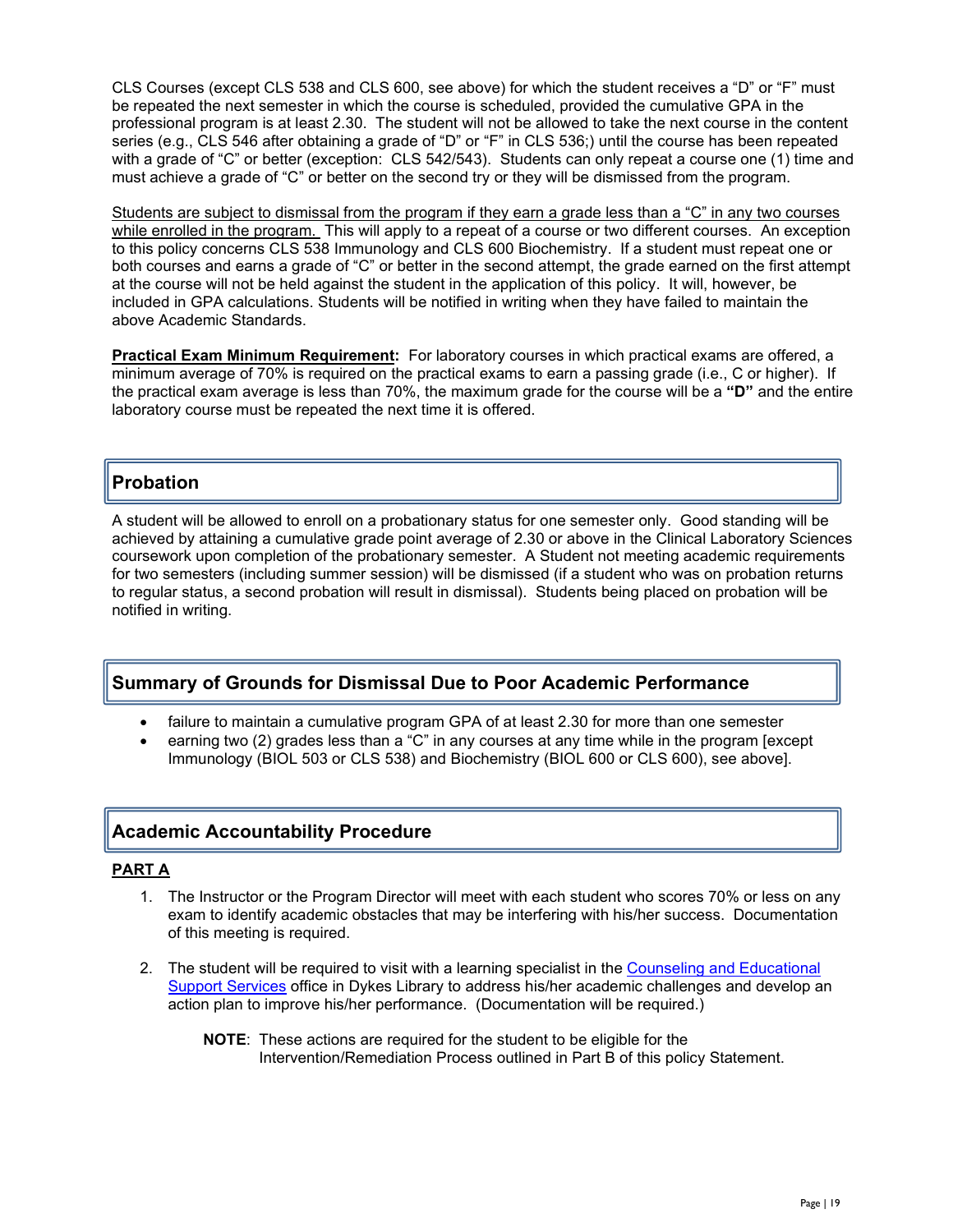CLS Courses (except CLS 538 and CLS 600, see above) for which the student receives a "D" or "F" must be repeated the next semester in which the course is scheduled, provided the cumulative GPA in the professional program is at least 2.30. The student will not be allowed to take the next course in the content series (e.g., CLS 546 after obtaining a grade of "D" or "F" in CLS 536;) until the course has been repeated with a grade of "C" or better (exception: CLS 542/543). Students can only repeat a course one (1) time and must achieve a grade of "C" or better on the second try or they will be dismissed from the program.

<u>Students are subject to dismissal from the program if they earn a grade less than a "C" in any two courses while enrolled in the program.</u> This will apply to a repeat of a course or two different courses. An exception to this policy concerns CLS 538 Immunology and CLS 600 Biochemistry. If a student must repeat one or both courses and earns a grade of "C" or better in the second attempt, the grade earned on the first attempt at the course will not be held against the student in the application of this policy. It will, however, be included in GPA calculations. Students will be notified in writing when they have failed to maintain the above Academic Standards.

**<u>Practical Exam Minimum Requirement</u>:** For laboratory courses in which practical exams are offered, a minimum average of 70% is required on the practical exams to earn a passing grade (i.e., C or higher). If the practical exam average is less than 70%, the maximum grade for the course will be a **"D"** and the entire laboratory course must be repeated the next time it is offered.

## Probation

A student will be allowed to enroll on a probationary status for one semester only. Good standing will be achieved by attaining a cumulative grade point average of 2.30 or above in the Clinical Laboratory Sciences coursework upon completion of the probationary semester. A Student not meeting academic requirements for two semesters (including summer session) will be dismissed (if a student who was on probation returns to regular status, a second probation will result in dismissal). Students being placed on probation will be notified in writing.

## Summary of Grounds for Dismissal Due to Poor Academic Performance

- failure to maintain a cumulative program GPA of at least 2.30 for more than one semester
- earning two (2) grades less than a "C" in any courses at any time while in the program [except Immunology (BIOL 503 or CLS 538) and Biochemistry (BIOL 600 or CLS 600), see above].

## Academic Accountability Procedure

**<u>PART A</u>**

1. The Instructor or the Program Director will meet with each student who scores 70% or less on any exam to identify academic obstacles that may be interfering with his/her success. Documentation of this meeting is required.

2. The student will be required to visit with a learning specialist in the Counseling and Educational Support Services office in Dykes Library to address his/her academic challenges and develop an action plan to improve his/her performance. (Documentation will be required.)

   **NOTE**: These actions are required for the student to be eligible for the Intervention/Remediation Process outlined in Part B of this policy Statement.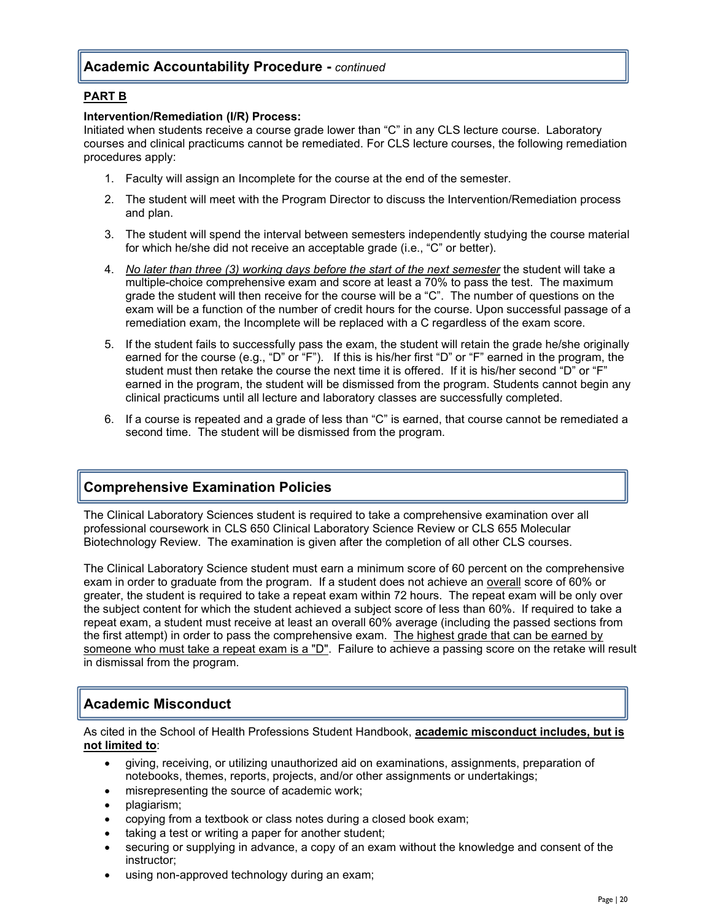## Academic Accountability Procedure - *continued*

**PART B**

**Intervention/Remediation (I/R) Process:**
Initiated when students receive a course grade lower than "C" in any CLS lecture course. Laboratory courses and clinical practicums cannot be remediated. For CLS lecture courses, the following remediation procedures apply:

1. Faculty will assign an Incomplete for the course at the end of the semester.
2. The student will meet with the Program Director to discuss the Intervention/Remediation process and plan.
3. The student will spend the interval between semesters independently studying the course material for which he/she did not receive an acceptable grade (i.e., "C" or better).
4. *No later than three (3) working days before the start of the next semester* the student will take a multiple-choice comprehensive exam and score at least a 70% to pass the test. The maximum grade the student will then receive for the course will be a "C". The number of questions on the exam will be a function of the number of credit hours for the course. Upon successful passage of a remediation exam, the Incomplete will be replaced with a C regardless of the exam score.
5. If the student fails to successfully pass the exam, the student will retain the grade he/she originally earned for the course (e.g., "D" or "F"). If this is his/her first "D" or "F" earned in the program, the student must then retake the course the next time it is offered. If it is his/her second "D" or "F" earned in the program, the student will be dismissed from the program. Students cannot begin any clinical practicums until all lecture and laboratory classes are successfully completed.
6. If a course is repeated and a grade of less than "C" is earned, that course cannot be remediated a second time. The student will be dismissed from the program.

## Comprehensive Examination Policies

The Clinical Laboratory Sciences student is required to take a comprehensive examination over all professional coursework in CLS 650 Clinical Laboratory Science Review or CLS 655 Molecular Biotechnology Review. The examination is given after the completion of all other CLS courses.

The Clinical Laboratory Science student must earn a minimum score of 60 percent on the comprehensive exam in order to graduate from the program. If a student does not achieve an overall score of 60% or greater, the student is required to take a repeat exam within 72 hours. The repeat exam will be only over the subject content for which the student achieved a subject score of less than 60%. If required to take a repeat exam, a student must receive at least an overall 60% average (including the passed sections from the first attempt) in order to pass the comprehensive exam. The highest grade that can be earned by someone who must take a repeat exam is a "D". Failure to achieve a passing score on the retake will result in dismissal from the program.

## Academic Misconduct

As cited in the School of Health Professions Student Handbook, **academic misconduct includes, but is not limited to**:

- giving, receiving, or utilizing unauthorized aid on examinations, assignments, preparation of notebooks, themes, reports, projects, and/or other assignments or undertakings;
- misrepresenting the source of academic work;
- plagiarism;
- copying from a textbook or class notes during a closed book exam;
- taking a test or writing a paper for another student;
- securing or supplying in advance, a copy of an exam without the knowledge and consent of the instructor;
- using non-approved technology during an exam;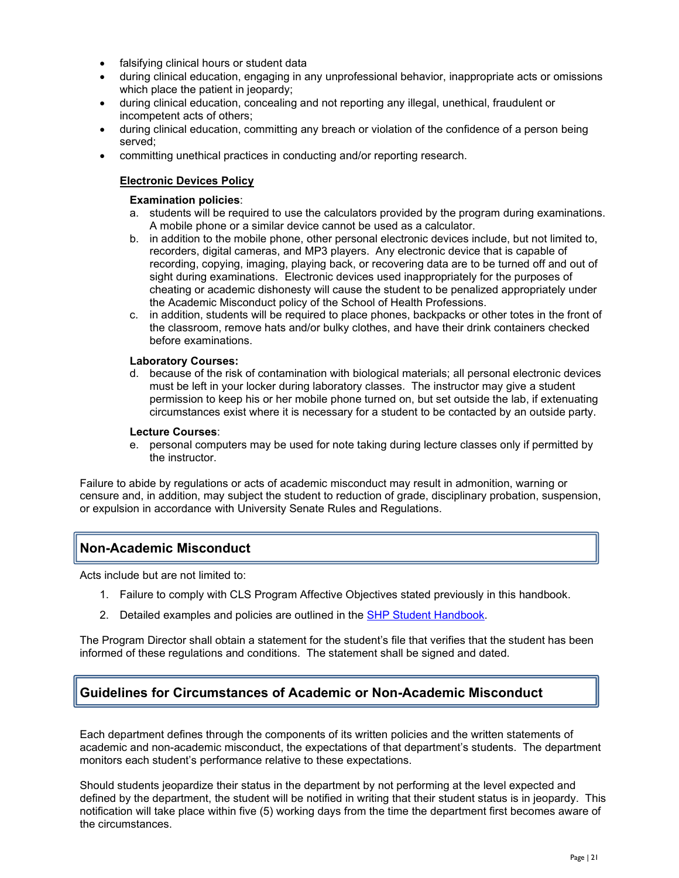- falsifying clinical hours or student data
- during clinical education, engaging in any unprofessional behavior, inappropriate acts or omissions which place the patient in jeopardy;
- during clinical education, concealing and not reporting any illegal, unethical, fraudulent or incompetent acts of others;
- during clinical education, committing any breach or violation of the confidence of a person being served;
- committing unethical practices in conducting and/or reporting research.

**Electronic Devices Policy**

**Examination policies**:

a. students will be required to use the calculators provided by the program during examinations. A mobile phone or a similar device cannot be used as a calculator.

b. in addition to the mobile phone, other personal electronic devices include, but not limited to, recorders, digital cameras, and MP3 players. Any electronic device that is capable of recording, copying, imaging, playing back, or recovering data are to be turned off and out of sight during examinations. Electronic devices used inappropriately for the purposes of cheating or academic dishonesty will cause the student to be penalized appropriately under the Academic Misconduct policy of the School of Health Professions.

c. in addition, students will be required to place phones, backpacks or other totes in the front of the classroom, remove hats and/or bulky clothes, and have their drink containers checked before examinations.

**Laboratory Courses:**

d. because of the risk of contamination with biological materials; all personal electronic devices must be left in your locker during laboratory classes. The instructor may give a student permission to keep his or her mobile phone turned on, but set outside the lab, if extenuating circumstances exist where it is necessary for a student to be contacted by an outside party.

**Lecture Courses**:

e. personal computers may be used for note taking during lecture classes only if permitted by the instructor.

Failure to abide by regulations or acts of academic misconduct may result in admonition, warning or censure and, in addition, may subject the student to reduction of grade, disciplinary probation, suspension, or expulsion in accordance with University Senate Rules and Regulations.

## Non-Academic Misconduct

Acts include but are not limited to:

1. Failure to comply with CLS Program Affective Objectives stated previously in this handbook.
2. Detailed examples and policies are outlined in the SHP Student Handbook.

The Program Director shall obtain a statement for the student's file that verifies that the student has been informed of these regulations and conditions. The statement shall be signed and dated.

## Guidelines for Circumstances of Academic or Non-Academic Misconduct

Each department defines through the components of its written policies and the written statements of academic and non-academic misconduct, the expectations of that department's students. The department monitors each student's performance relative to these expectations.

Should students jeopardize their status in the department by not performing at the level expected and defined by the department, the student will be notified in writing that their student status is in jeopardy. This notification will take place within five (5) working days from the time the department first becomes aware of the circumstances.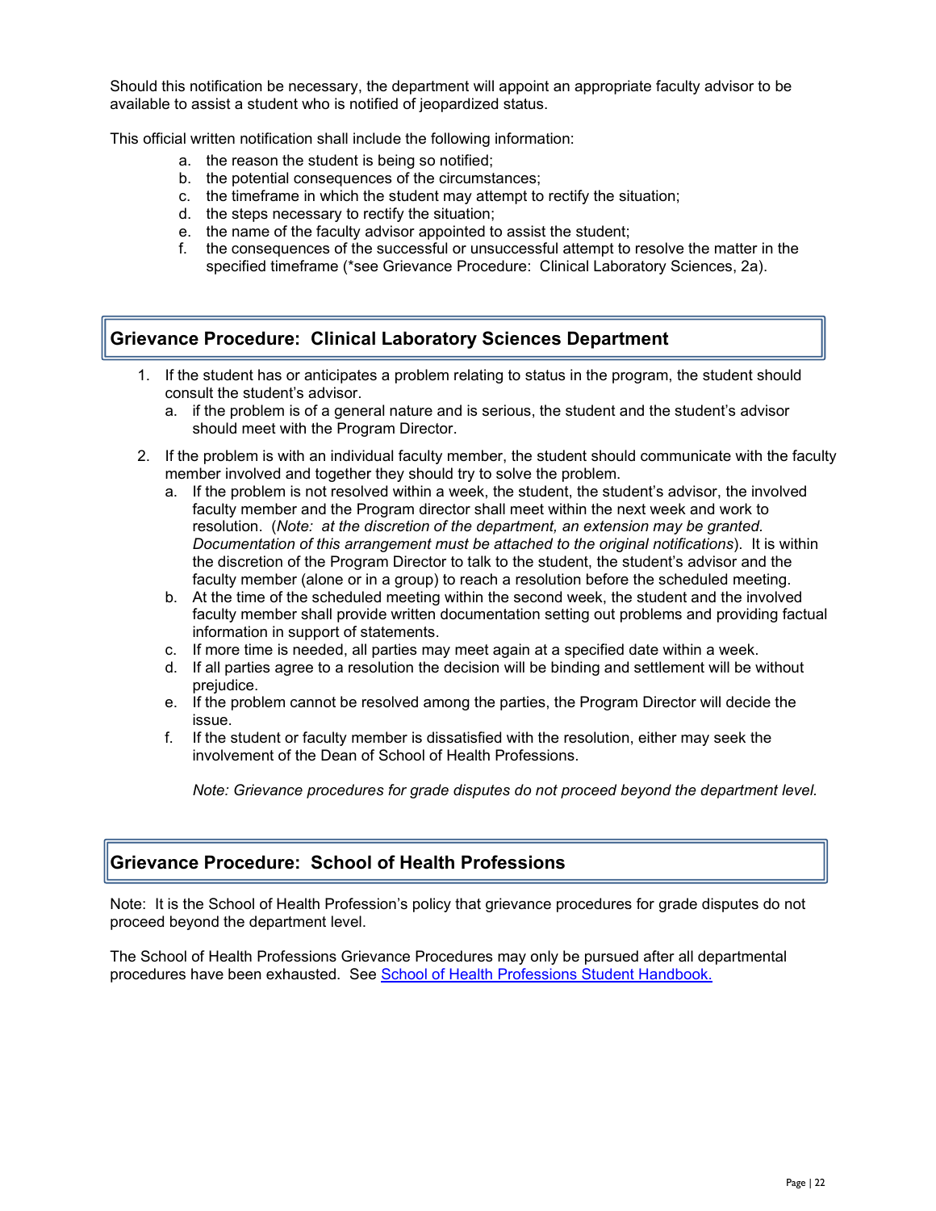Should this notification be necessary, the department will appoint an appropriate faculty advisor to be available to assist a student who is notified of jeopardized status.

This official written notification shall include the following information:

a. the reason the student is being so notified;
b. the potential consequences of the circumstances;
c. the timeframe in which the student may attempt to rectify the situation;
d. the steps necessary to rectify the situation;
e. the name of the faculty advisor appointed to assist the student;
f. the consequences of the successful or unsuccessful attempt to resolve the matter in the specified timeframe (*see Grievance Procedure: Clinical Laboratory Sciences, 2a).

## Grievance Procedure: Clinical Laboratory Sciences Department

1. If the student has or anticipates a problem relating to status in the program, the student should consult the student's advisor.
   a. if the problem is of a general nature and is serious, the student and the student's advisor should meet with the Program Director.

2. If the problem is with an individual faculty member, the student should communicate with the faculty member involved and together they should try to solve the problem.
   a. If the problem is not resolved within a week, the student, the student's advisor, the involved faculty member and the Program director shall meet within the next week and work to resolution. (*Note: at the discretion of the department, an extension may be granted. Documentation of this arrangement must be attached to the original notifications*). It is within the discretion of the Program Director to talk to the student, the student's advisor and the faculty member (alone or in a group) to reach a resolution before the scheduled meeting.
   b. At the time of the scheduled meeting within the second week, the student and the involved faculty member shall provide written documentation setting out problems and providing factual information in support of statements.
   c. If more time is needed, all parties may meet again at a specified date within a week.
   d. If all parties agree to a resolution the decision will be binding and settlement will be without prejudice.
   e. If the problem cannot be resolved among the parties, the Program Director will decide the issue.
   f. If the student or faculty member is dissatisfied with the resolution, either may seek the involvement of the Dean of School of Health Professions.

   *Note: Grievance procedures for grade disputes do not proceed beyond the department level.*

## Grievance Procedure: School of Health Professions

Note: It is the School of Health Profession's policy that grievance procedures for grade disputes do not proceed beyond the department level.

The School of Health Professions Grievance Procedures may only be pursued after all departmental procedures have been exhausted. See School of Health Professions Student Handbook.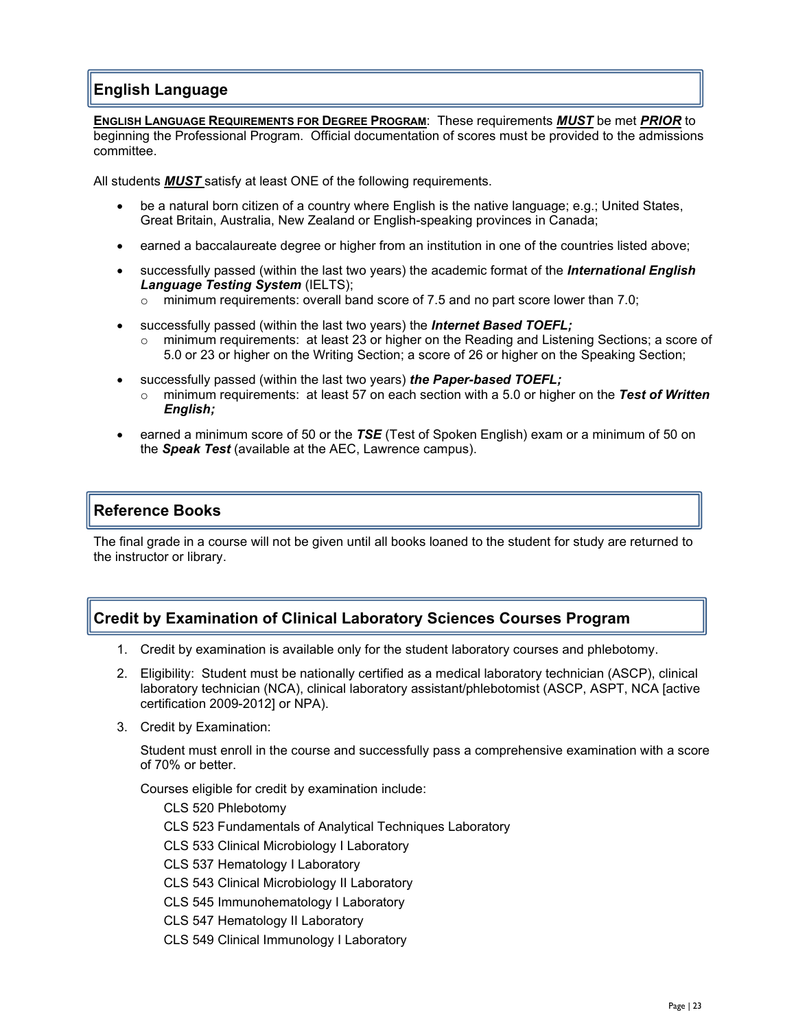## English Language

**<u>English Language Requirements for Degree Program</u>**: These requirements ***<u>MUST</u>*** be met ***<u>PRIOR</u>*** to beginning the Professional Program. Official documentation of scores must be provided to the admissions committee.

All students ***<u>MUST</u>*** satisfy at least ONE of the following requirements.

- be a natural born citizen of a country where English is the native language; e.g.; United States, Great Britain, Australia, New Zealand or English-speaking provinces in Canada;
- earned a baccalaureate degree or higher from an institution in one of the countries listed above;
- successfully passed (within the last two years) the academic format of the ***International English Language Testing System*** (IELTS);
  - minimum requirements: overall band score of 7.5 and no part score lower than 7.0;
- successfully passed (within the last two years) the ***Internet Based TOEFL;***
  - minimum requirements: at least 23 or higher on the Reading and Listening Sections; a score of 5.0 or 23 or higher on the Writing Section; a score of 26 or higher on the Speaking Section;
- successfully passed (within the last two years) ***the Paper-based TOEFL;***
  - minimum requirements: at least 57 on each section with a 5.0 or higher on the ***Test of Written English;***
- earned a minimum score of 50 or the ***TSE*** (Test of Spoken English) exam or a minimum of 50 on the ***Speak Test*** (available at the AEC, Lawrence campus).

## Reference Books

The final grade in a course will not be given until all books loaned to the student for study are returned to the instructor or library.

## Credit by Examination of Clinical Laboratory Sciences Courses Program

1. Credit by examination is available only for the student laboratory courses and phlebotomy.
2. Eligibility: Student must be nationally certified as a medical laboratory technician (ASCP), clinical laboratory technician (NCA), clinical laboratory assistant/phlebotomist (ASCP, ASPT, NCA [active certification 2009-2012] or NPA).
3. Credit by Examination:

   Student must enroll in the course and successfully pass a comprehensive examination with a score of 70% or better.

   Courses eligible for credit by examination include:

   CLS 520 Phlebotomy
   CLS 523 Fundamentals of Analytical Techniques Laboratory
   CLS 533 Clinical Microbiology I Laboratory
   CLS 537 Hematology I Laboratory
   CLS 543 Clinical Microbiology II Laboratory
   CLS 545 Immunohematology I Laboratory
   CLS 547 Hematology II Laboratory
   CLS 549 Clinical Immunology I Laboratory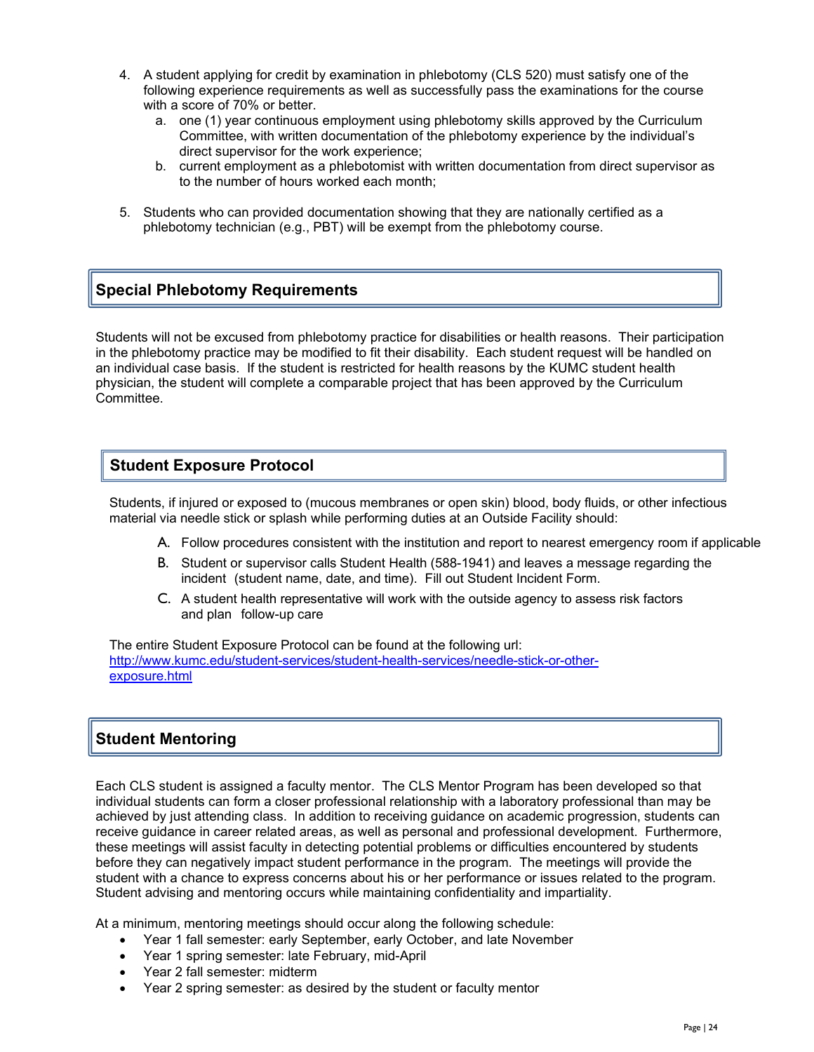4. A student applying for credit by examination in phlebotomy (CLS 520) must satisfy one of the following experience requirements as well as successfully pass the examinations for the course with a score of 70% or better.
    a. one (1) year continuous employment using phlebotomy skills approved by the Curriculum Committee, with written documentation of the phlebotomy experience by the individual's direct supervisor for the work experience;
    b. current employment as a phlebotomist with written documentation from direct supervisor as to the number of hours worked each month;

5. Students who can provided documentation showing that they are nationally certified as a phlebotomy technician (e.g., PBT) will be exempt from the phlebotomy course.

## Special Phlebotomy Requirements

Students will not be excused from phlebotomy practice for disabilities or health reasons. Their participation in the phlebotomy practice may be modified to fit their disability. Each student request will be handled on an individual case basis. If the student is restricted for health reasons by the KUMC student health physician, the student will complete a comparable project that has been approved by the Curriculum Committee.

## Student Exposure Protocol

Students, if injured or exposed to (mucous membranes or open skin) blood, body fluids, or other infectious material via needle stick or splash while performing duties at an Outside Facility should:

A. Follow procedures consistent with the institution and report to nearest emergency room if applicable
B. Student or supervisor calls Student Health (588-1941) and leaves a message regarding the incident (student name, date, and time). Fill out Student Incident Form.
C. A student health representative will work with the outside agency to assess risk factors and plan follow-up care

The entire Student Exposure Protocol can be found at the following url: http://www.kumc.edu/student-services/student-health-services/needle-stick-or-other-exposure.html

## Student Mentoring

Each CLS student is assigned a faculty mentor. The CLS Mentor Program has been developed so that individual students can form a closer professional relationship with a laboratory professional than may be achieved by just attending class. In addition to receiving guidance on academic progression, students can receive guidance in career related areas, as well as personal and professional development. Furthermore, these meetings will assist faculty in detecting potential problems or difficulties encountered by students before they can negatively impact student performance in the program. The meetings will provide the student with a chance to express concerns about his or her performance or issues related to the program. Student advising and mentoring occurs while maintaining confidentiality and impartiality.

At a minimum, mentoring meetings should occur along the following schedule:

- Year 1 fall semester: early September, early October, and late November
- Year 1 spring semester: late February, mid-April
- Year 2 fall semester: midterm
- Year 2 spring semester: as desired by the student or faculty mentor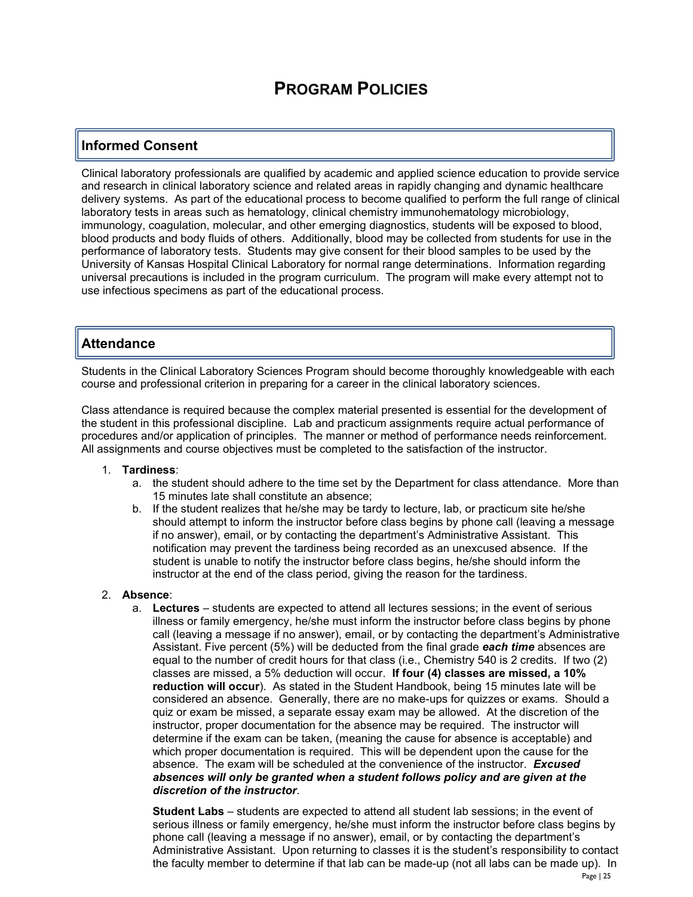# PROGRAM POLICIES

## Informed Consent

Clinical laboratory professionals are qualified by academic and applied science education to provide service and research in clinical laboratory science and related areas in rapidly changing and dynamic healthcare delivery systems. As part of the educational process to become qualified to perform the full range of clinical laboratory tests in areas such as hematology, clinical chemistry immunohematology microbiology, immunology, coagulation, molecular, and other emerging diagnostics, students will be exposed to blood, blood products and body fluids of others. Additionally, blood may be collected from students for use in the performance of laboratory tests. Students may give consent for their blood samples to be used by the University of Kansas Hospital Clinical Laboratory for normal range determinations. Information regarding universal precautions is included in the program curriculum. The program will make every attempt not to use infectious specimens as part of the educational process.

## Attendance

Students in the Clinical Laboratory Sciences Program should become thoroughly knowledgeable with each course and professional criterion in preparing for a career in the clinical laboratory sciences.

Class attendance is required because the complex material presented is essential for the development of the student in this professional discipline. Lab and practicum assignments require actual performance of procedures and/or application of principles. The manner or method of performance needs reinforcement. All assignments and course objectives must be completed to the satisfaction of the instructor.

1. **Tardiness**:
   a. the student should adhere to the time set by the Department for class attendance. More than 15 minutes late shall constitute an absence;
   b. If the student realizes that he/she may be tardy to lecture, lab, or practicum site he/she should attempt to inform the instructor before class begins by phone call (leaving a message if no answer), email, or by contacting the department's Administrative Assistant. This notification may prevent the tardiness being recorded as an unexcused absence. If the student is unable to notify the instructor before class begins, he/she should inform the instructor at the end of the class period, giving the reason for the tardiness.

2. **Absence**:
   a. **Lectures** – students are expected to attend all lectures sessions; in the event of serious illness or family emergency, he/she must inform the instructor before class begins by phone call (leaving a message if no answer), email, or by contacting the department's Administrative Assistant. Five percent (5%) will be deducted from the final grade ***each time*** absences are equal to the number of credit hours for that class (i.e., Chemistry 540 is 2 credits. If two (2) classes are missed, a 5% deduction will occur. **If four (4) classes are missed, a 10% reduction will occur**). As stated in the Student Handbook, being 15 minutes late will be considered an absence. Generally, there are no make-ups for quizzes or exams. Should a quiz or exam be missed, a separate essay exam may be allowed. At the discretion of the instructor, proper documentation for the absence may be required. The instructor will determine if the exam can be taken, (meaning the cause for absence is acceptable) and which proper documentation is required. This will be dependent upon the cause for the absence. The exam will be scheduled at the convenience of the instructor. ***Excused absences will only be granted when a student follows policy and are given at the discretion of the instructor***.

   **Student Labs** – students are expected to attend all student lab sessions; in the event of serious illness or family emergency, he/she must inform the instructor before class begins by phone call (leaving a message if no answer), email, or by contacting the department's Administrative Assistant. Upon returning to classes it is the student's responsibility to contact the faculty member to determine if that lab can be made-up (not all labs can be made up). In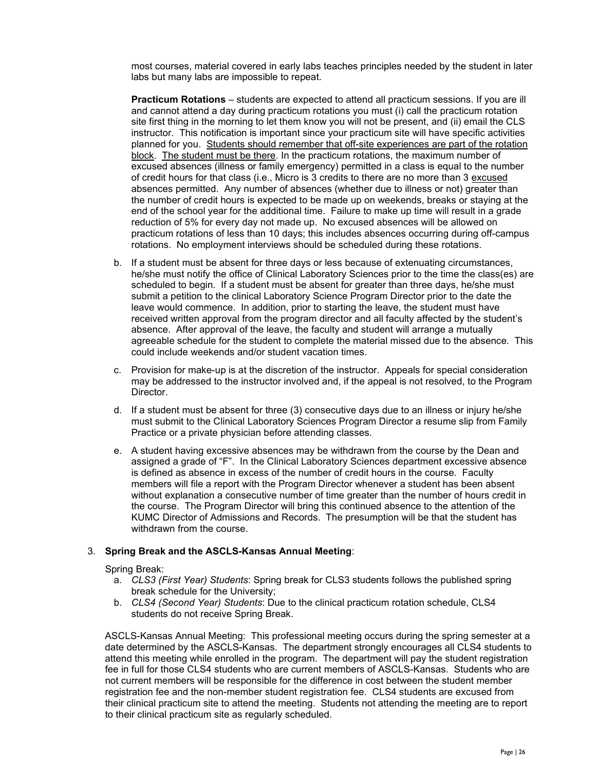most courses, material covered in early labs teaches principles needed by the student in later labs but many labs are impossible to repeat.

**Practicum Rotations** – students are expected to attend all practicum sessions. If you are ill and cannot attend a day during practicum rotations you must (i) call the practicum rotation site first thing in the morning to let them know you will not be present, and (ii) email the CLS instructor. This notification is important since your practicum site will have specific activities planned for you. <u>Students should remember that off-site experiences are part of the rotation block</u>. <u>The student must be there</u>. In the practicum rotations, the maximum number of excused absences (illness or family emergency) permitted in a class is equal to the number of credit hours for that class (i.e., Micro is 3 credits to there are no more than 3 <u>excused</u> absences permitted. Any number of absences (whether due to illness or not) greater than the number of credit hours is expected to be made up on weekends, breaks or staying at the end of the school year for the additional time. Failure to make up time will result in a grade reduction of 5% for every day not made up. No excused absences will be allowed on practicum rotations of less than 10 days; this includes absences occurring during off-campus rotations. No employment interviews should be scheduled during these rotations.

b. If a student must be absent for three days or less because of extenuating circumstances, he/she must notify the office of Clinical Laboratory Sciences prior to the time the class(es) are scheduled to begin. If a student must be absent for greater than three days, he/she must submit a petition to the clinical Laboratory Science Program Director prior to the date the leave would commence. In addition, prior to starting the leave, the student must have received written approval from the program director and all faculty affected by the student's absence. After approval of the leave, the faculty and student will arrange a mutually agreeable schedule for the student to complete the material missed due to the absence. This could include weekends and/or student vacation times.

c. Provision for make-up is at the discretion of the instructor. Appeals for special consideration may be addressed to the instructor involved and, if the appeal is not resolved, to the Program Director.

d. If a student must be absent for three (3) consecutive days due to an illness or injury he/she must submit to the Clinical Laboratory Sciences Program Director a resume slip from Family Practice or a private physician before attending classes.

e. A student having excessive absences may be withdrawn from the course by the Dean and assigned a grade of "F". In the Clinical Laboratory Sciences department excessive absence is defined as absence in excess of the number of credit hours in the course. Faculty members will file a report with the Program Director whenever a student has been absent without explanation a consecutive number of time greater than the number of hours credit in the course. The Program Director will bring this continued absence to the attention of the KUMC Director of Admissions and Records. The presumption will be that the student has withdrawn from the course.

3. **Spring Break and the ASCLS-Kansas Annual Meeting**:

Spring Break:

a. *CLS3 (First Year) Students*: Spring break for CLS3 students follows the published spring break schedule for the University;
b. *CLS4 (Second Year) Students*: Due to the clinical practicum rotation schedule, CLS4 students do not receive Spring Break.

ASCLS-Kansas Annual Meeting: This professional meeting occurs during the spring semester at a date determined by the ASCLS-Kansas. The department strongly encourages all CLS4 students to attend this meeting while enrolled in the program. The department will pay the student registration fee in full for those CLS4 students who are current members of ASCLS-Kansas. Students who are not current members will be responsible for the difference in cost between the student member registration fee and the non-member student registration fee. CLS4 students are excused from their clinical practicum site to attend the meeting. Students not attending the meeting are to report to their clinical practicum site as regularly scheduled.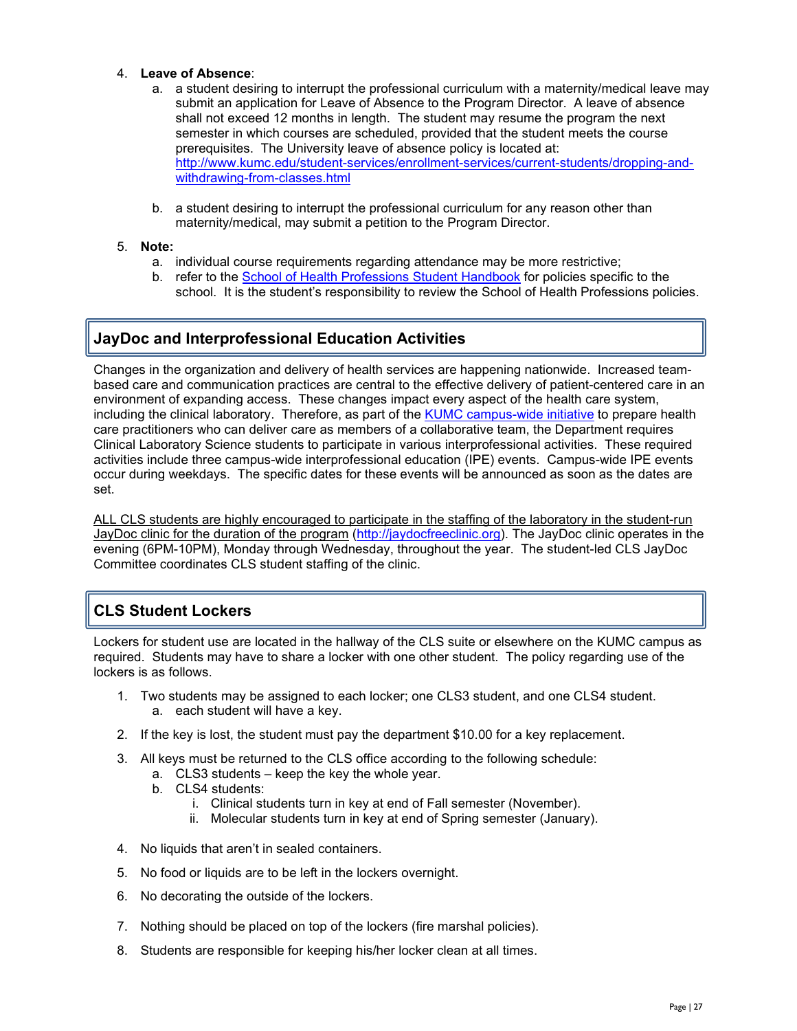4. **Leave of Absence**:
   a. a student desiring to interrupt the professional curriculum with a maternity/medical leave may submit an application for Leave of Absence to the Program Director. A leave of absence shall not exceed 12 months in length. The student may resume the program the next semester in which courses are scheduled, provided that the student meets the course prerequisites. The University leave of absence policy is located at: [http://www.kumc.edu/student-services/enrollment-services/current-students/dropping-and-withdrawing-from-classes.html](http://www.kumc.edu/student-services/enrollment-services/current-students/dropping-and-withdrawing-from-classes.html)

   b. a student desiring to interrupt the professional curriculum for any reason other than maternity/medical, may submit a petition to the Program Director.

5. **Note:**
   a. individual course requirements regarding attendance may be more restrictive;
   b. refer to the School of Health Professions Student Handbook for policies specific to the school. It is the student's responsibility to review the School of Health Professions policies.

## JayDoc and Interprofessional Education Activities

Changes in the organization and delivery of health services are happening nationwide. Increased team-based care and communication practices are central to the effective delivery of patient-centered care in an environment of expanding access. These changes impact every aspect of the health care system, including the clinical laboratory. Therefore, as part of the KUMC campus-wide initiative to prepare health care practitioners who can deliver care as members of a collaborative team, the Department requires Clinical Laboratory Science students to participate in various interprofessional activities. These required activities include three campus-wide interprofessional education (IPE) events. Campus-wide IPE events occur during weekdays. The specific dates for these events will be announced as soon as the dates are set.

ALL CLS students are highly encouraged to participate in the staffing of the laboratory in the student-run JayDoc clinic for the duration of the program ([http://jaydocfreeclinic.org](http://jaydocfreeclinic.org)). The JayDoc clinic operates in the evening (6PM-10PM), Monday through Wednesday, throughout the year. The student-led CLS JayDoc Committee coordinates CLS student staffing of the clinic.

## CLS Student Lockers

Lockers for student use are located in the hallway of the CLS suite or elsewhere on the KUMC campus as required. Students may have to share a locker with one other student. The policy regarding use of the lockers is as follows.

1. Two students may be assigned to each locker; one CLS3 student, and one CLS4 student.
   a. each student will have a key.

2. If the key is lost, the student must pay the department $10.00 for a key replacement.

3. All keys must be returned to the CLS office according to the following schedule:
   a. CLS3 students – keep the key the whole year.
   b. CLS4 students:
      i. Clinical students turn in key at end of Fall semester (November).
      ii. Molecular students turn in key at end of Spring semester (January).

4. No liquids that aren't in sealed containers.

5. No food or liquids are to be left in the lockers overnight.

6. No decorating the outside of the lockers.

7. Nothing should be placed on top of the lockers (fire marshal policies).

8. Students are responsible for keeping his/her locker clean at all times.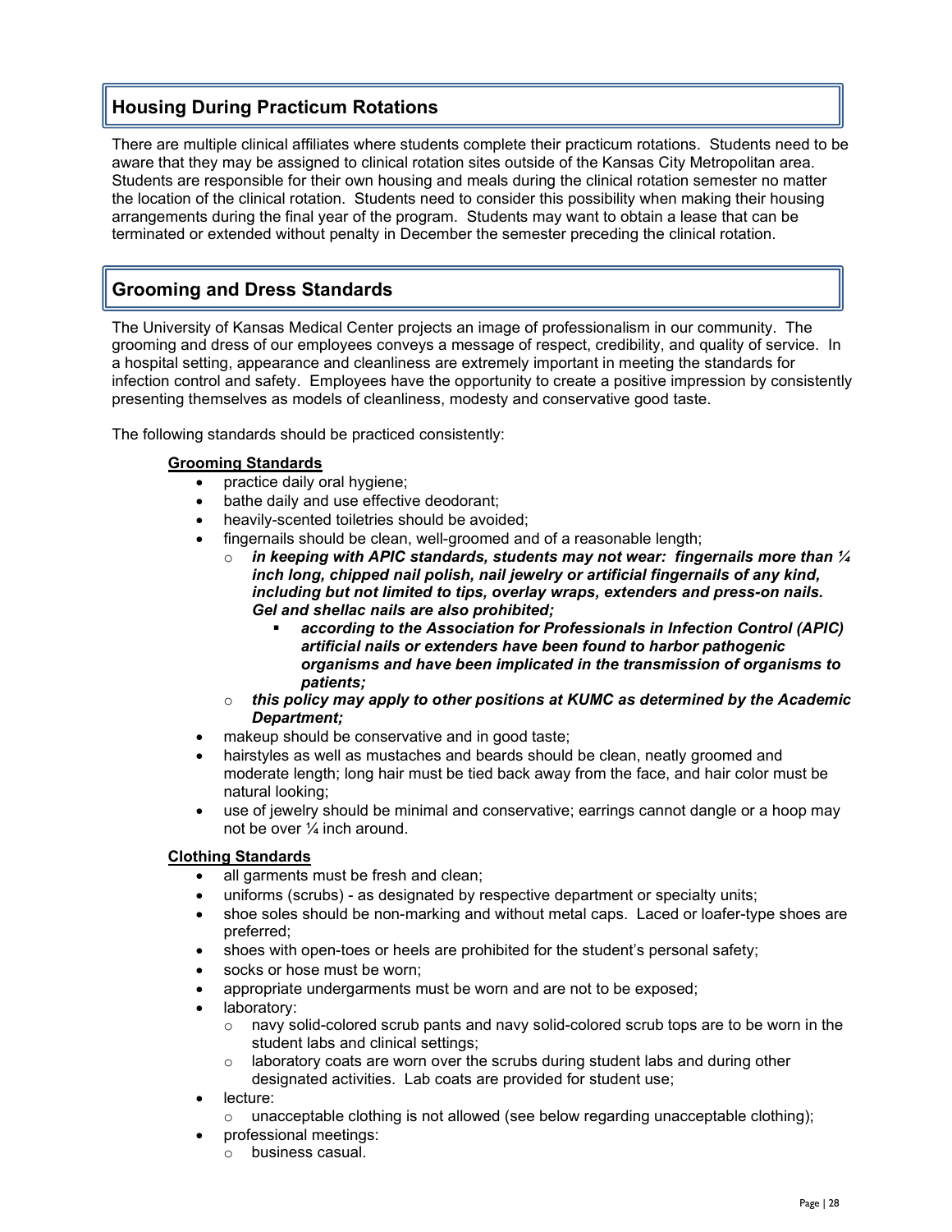## Housing During Practicum Rotations

There are multiple clinical affiliates where students complete their practicum rotations. Students need to be aware that they may be assigned to clinical rotation sites outside of the Kansas City Metropolitan area. Students are responsible for their own housing and meals during the clinical rotation semester no matter the location of the clinical rotation. Students need to consider this possibility when making their housing arrangements during the final year of the program. Students may want to obtain a lease that can be terminated or extended without penalty in December the semester preceding the clinical rotation.

## Grooming and Dress Standards

The University of Kansas Medical Center projects an image of professionalism in our community. The grooming and dress of our employees conveys a message of respect, credibility, and quality of service. In a hospital setting, appearance and cleanliness are extremely important in meeting the standards for infection control and safety. Employees have the opportunity to create a positive impression by consistently presenting themselves as models of cleanliness, modesty and conservative good taste.

The following standards should be practiced consistently:

**Grooming Standards**

- practice daily oral hygiene;
- bathe daily and use effective deodorant;
- heavily-scented toiletries should be avoided;
- fingernails should be clean, well-groomed and of a reasonable length;
  - ***in keeping with APIC standards, students may not wear: fingernails more than ¼ inch long, chipped nail polish, nail jewelry or artificial fingernails of any kind, including but not limited to tips, overlay wraps, extenders and press-on nails. Gel and shellac nails are also prohibited;***
    - ***according to the Association for Professionals in Infection Control (APIC) artificial nails or extenders have been found to harbor pathogenic organisms and have been implicated in the transmission of organisms to patients;***
  - ***this policy may apply to other positions at KUMC as determined by the Academic Department;***
- makeup should be conservative and in good taste;
- hairstyles as well as mustaches and beards should be clean, neatly groomed and moderate length; long hair must be tied back away from the face, and hair color must be natural looking;
- use of jewelry should be minimal and conservative; earrings cannot dangle or a hoop may not be over ¼ inch around.

**Clothing Standards**

- all garments must be fresh and clean;
- uniforms (scrubs) - as designated by respective department or specialty units;
- shoe soles should be non-marking and without metal caps. Laced or loafer-type shoes are preferred;
- shoes with open-toes or heels are prohibited for the student's personal safety;
- socks or hose must be worn;
- appropriate undergarments must be worn and are not to be exposed;
- laboratory:
  - navy solid-colored scrub pants and navy solid-colored scrub tops are to be worn in the student labs and clinical settings;
  - laboratory coats are worn over the scrubs during student labs and during other designated activities. Lab coats are provided for student use;
- lecture:
  - unacceptable clothing is not allowed (see below regarding unacceptable clothing);
- professional meetings:
  - business casual.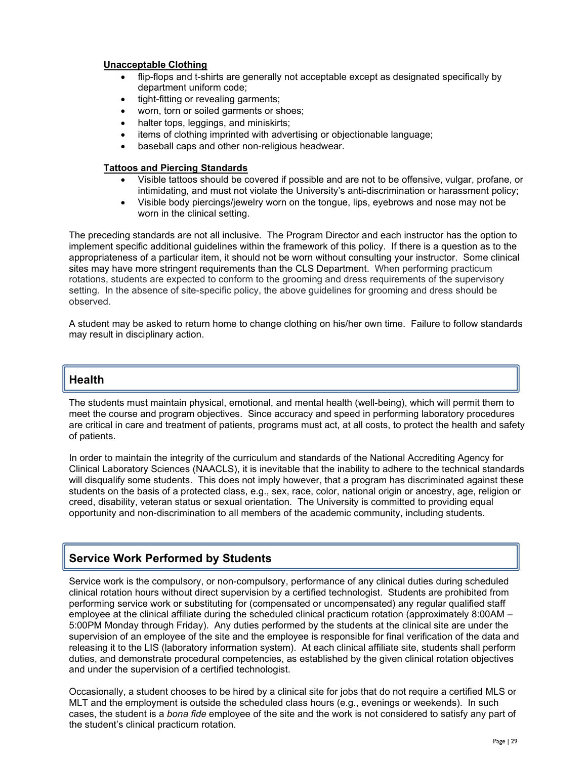**Unacceptable Clothing**

- flip-flops and t-shirts are generally not acceptable except as designated specifically by department uniform code;
- tight-fitting or revealing garments;
- worn, torn or soiled garments or shoes;
- halter tops, leggings, and miniskirts;
- items of clothing imprinted with advertising or objectionable language;
- baseball caps and other non-religious headwear.

**Tattoos and Piercing Standards**

- Visible tattoos should be covered if possible and are not to be offensive, vulgar, profane, or intimidating, and must not violate the University's anti-discrimination or harassment policy;
- Visible body piercings/jewelry worn on the tongue, lips, eyebrows and nose may not be worn in the clinical setting.

The preceding standards are not all inclusive. The Program Director and each instructor has the option to implement specific additional guidelines within the framework of this policy. If there is a question as to the appropriateness of a particular item, it should not be worn without consulting your instructor. Some clinical sites may have more stringent requirements than the CLS Department. When performing practicum rotations, students are expected to conform to the grooming and dress requirements of the supervisory setting. In the absence of site-specific policy, the above guidelines for grooming and dress should be observed.

A student may be asked to return home to change clothing on his/her own time. Failure to follow standards may result in disciplinary action.

## Health

The students must maintain physical, emotional, and mental health (well-being), which will permit them to meet the course and program objectives. Since accuracy and speed in performing laboratory procedures are critical in care and treatment of patients, programs must act, at all costs, to protect the health and safety of patients.

In order to maintain the integrity of the curriculum and standards of the National Accrediting Agency for Clinical Laboratory Sciences (NAACLS), it is inevitable that the inability to adhere to the technical standards will disqualify some students. This does not imply however, that a program has discriminated against these students on the basis of a protected class, e.g., sex, race, color, national origin or ancestry, age, religion or creed, disability, veteran status or sexual orientation. The University is committed to providing equal opportunity and non-discrimination to all members of the academic community, including students.

## Service Work Performed by Students

Service work is the compulsory, or non-compulsory, performance of any clinical duties during scheduled clinical rotation hours without direct supervision by a certified technologist. Students are prohibited from performing service work or substituting for (compensated or uncompensated) any regular qualified staff employee at the clinical affiliate during the scheduled clinical practicum rotation (approximately 8:00AM – 5:00PM Monday through Friday). Any duties performed by the students at the clinical site are under the supervision of an employee of the site and the employee is responsible for final verification of the data and releasing it to the LIS (laboratory information system). At each clinical affiliate site, students shall perform duties, and demonstrate procedural competencies, as established by the given clinical rotation objectives and under the supervision of a certified technologist.

Occasionally, a student chooses to be hired by a clinical site for jobs that do not require a certified MLS or MLT and the employment is outside the scheduled class hours (e.g., evenings or weekends). In such cases, the student is a *bona fide* employee of the site and the work is not considered to satisfy any part of the student's clinical practicum rotation.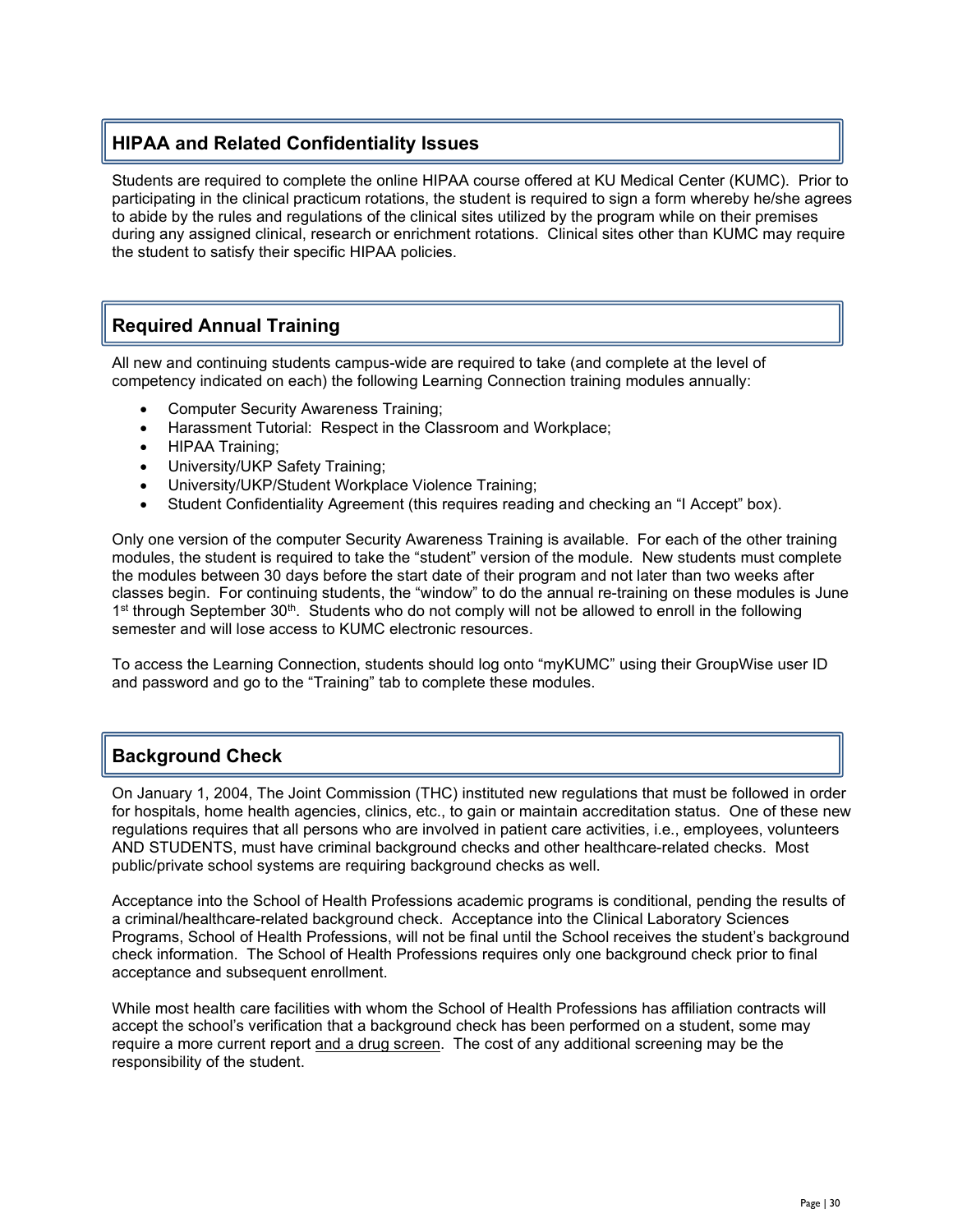## HIPAA and Related Confidentiality Issues

Students are required to complete the online HIPAA course offered at KU Medical Center (KUMC). Prior to participating in the clinical practicum rotations, the student is required to sign a form whereby he/she agrees to abide by the rules and regulations of the clinical sites utilized by the program while on their premises during any assigned clinical, research or enrichment rotations. Clinical sites other than KUMC may require the student to satisfy their specific HIPAA policies.

## Required Annual Training

All new and continuing students campus-wide are required to take (and complete at the level of competency indicated on each) the following Learning Connection training modules annually:

- Computer Security Awareness Training;
- Harassment Tutorial: Respect in the Classroom and Workplace;
- HIPAA Training;
- University/UKP Safety Training;
- University/UKP/Student Workplace Violence Training;
- Student Confidentiality Agreement (this requires reading and checking an "I Accept" box).

Only one version of the computer Security Awareness Training is available. For each of the other training modules, the student is required to take the "student" version of the module. New students must complete the modules between 30 days before the start date of their program and not later than two weeks after classes begin. For continuing students, the "window" to do the annual re-training on these modules is June 1st through September 30th. Students who do not comply will not be allowed to enroll in the following semester and will lose access to KUMC electronic resources.

To access the Learning Connection, students should log onto "myKUMC" using their GroupWise user ID and password and go to the "Training" tab to complete these modules.

## Background Check

On January 1, 2004, The Joint Commission (THC) instituted new regulations that must be followed in order for hospitals, home health agencies, clinics, etc., to gain or maintain accreditation status. One of these new regulations requires that all persons who are involved in patient care activities, i.e., employees, volunteers AND STUDENTS, must have criminal background checks and other healthcare-related checks. Most public/private school systems are requiring background checks as well.

Acceptance into the School of Health Professions academic programs is conditional, pending the results of a criminal/healthcare-related background check. Acceptance into the Clinical Laboratory Sciences Programs, School of Health Professions, will not be final until the School receives the student's background check information. The School of Health Professions requires only one background check prior to final acceptance and subsequent enrollment.

While most health care facilities with whom the School of Health Professions has affiliation contracts will accept the school's verification that a background check has been performed on a student, some may require a more current report <u>and a drug screen</u>. The cost of any additional screening may be the responsibility of the student.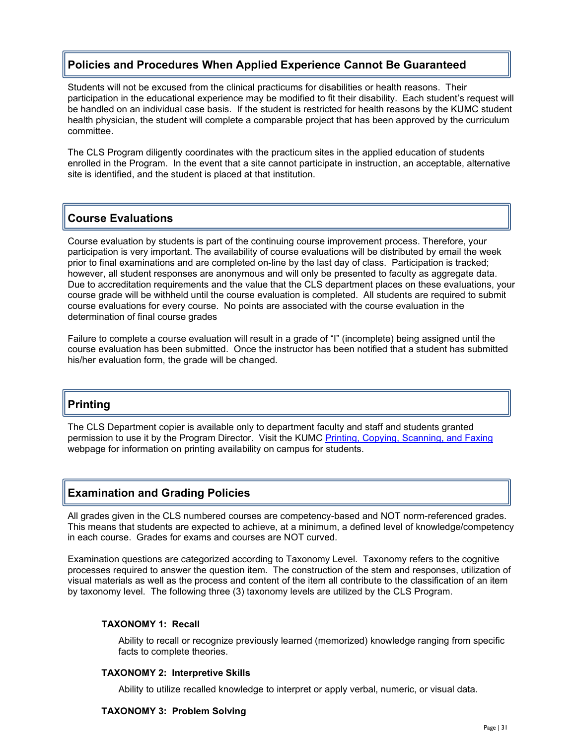## Policies and Procedures When Applied Experience Cannot Be Guaranteed

Students will not be excused from the clinical practicums for disabilities or health reasons. Their participation in the educational experience may be modified to fit their disability. Each student's request will be handled on an individual case basis. If the student is restricted for health reasons by the KUMC student health physician, the student will complete a comparable project that has been approved by the curriculum committee.

The CLS Program diligently coordinates with the practicum sites in the applied education of students enrolled in the Program. In the event that a site cannot participate in instruction, an acceptable, alternative site is identified, and the student is placed at that institution.

## Course Evaluations

Course evaluation by students is part of the continuing course improvement process. Therefore, your participation is very important. The availability of course evaluations will be distributed by email the week prior to final examinations and are completed on-line by the last day of class. Participation is tracked; however, all student responses are anonymous and will only be presented to faculty as aggregate data. Due to accreditation requirements and the value that the CLS department places on these evaluations, your course grade will be withheld until the course evaluation is completed. All students are required to submit course evaluations for every course. No points are associated with the course evaluation in the determination of final course grades

Failure to complete a course evaluation will result in a grade of "I" (incomplete) being assigned until the course evaluation has been submitted. Once the instructor has been notified that a student has submitted his/her evaluation form, the grade will be changed.

## Printing

The CLS Department copier is available only to department faculty and staff and students granted permission to use it by the Program Director. Visit the KUMC Printing, Copying, Scanning, and Faxing webpage for information on printing availability on campus for students.

## Examination and Grading Policies

All grades given in the CLS numbered courses are competency-based and NOT norm-referenced grades. This means that students are expected to achieve, at a minimum, a defined level of knowledge/competency in each course. Grades for exams and courses are NOT curved.

Examination questions are categorized according to Taxonomy Level. Taxonomy refers to the cognitive processes required to answer the question item. The construction of the stem and responses, utilization of visual materials as well as the process and content of the item all contribute to the classification of an item by taxonomy level. The following three (3) taxonomy levels are utilized by the CLS Program.

**TAXONOMY 1: Recall**

Ability to recall or recognize previously learned (memorized) knowledge ranging from specific facts to complete theories.

**TAXONOMY 2: Interpretive Skills**

Ability to utilize recalled knowledge to interpret or apply verbal, numeric, or visual data.

**TAXONOMY 3: Problem Solving**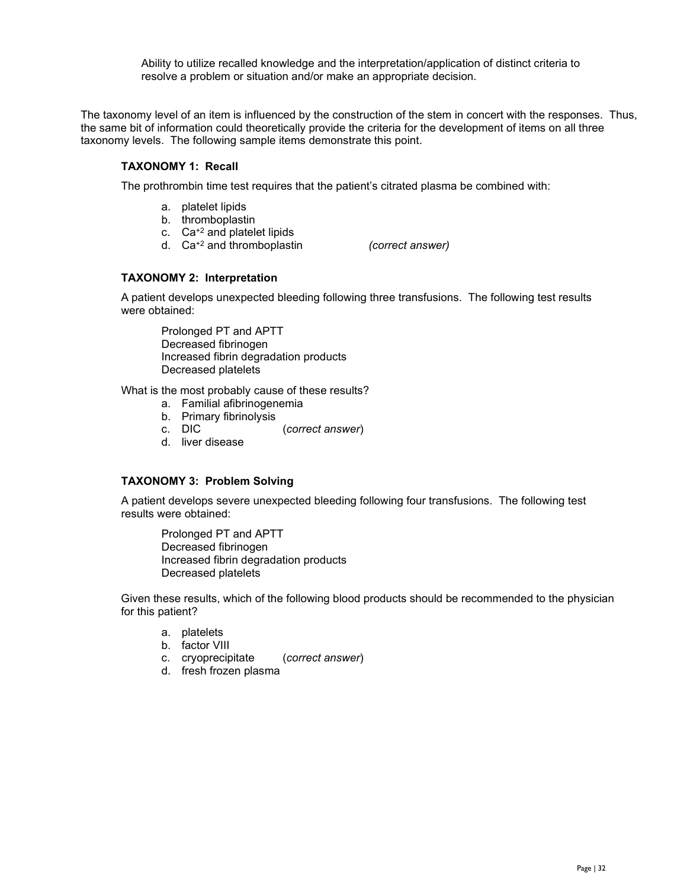Ability to utilize recalled knowledge and the interpretation/application of distinct criteria to resolve a problem or situation and/or make an appropriate decision.

The taxonomy level of an item is influenced by the construction of the stem in concert with the responses. Thus, the same bit of information could theoretically provide the criteria for the development of items on all three taxonomy levels. The following sample items demonstrate this point.

**TAXONOMY 1: Recall**

The prothrombin time test requires that the patient's citrated plasma be combined with:

a. platelet lipids
b. thromboplastin
c. $Ca^{+2}$ and platelet lipids
d. $Ca^{+2}$ and thromboplastin *(correct answer)*

**TAXONOMY 2: Interpretation**

A patient develops unexpected bleeding following three transfusions. The following test results were obtained:

Prolonged PT and APTT
Decreased fibrinogen
Increased fibrin degradation products
Decreased platelets

What is the most probably cause of these results?

a. Familial afibrinogenemia
b. Primary fibrinolysis
c. DIC (*correct answer*)
d. liver disease

**TAXONOMY 3: Problem Solving**

A patient develops severe unexpected bleeding following four transfusions. The following test results were obtained:

Prolonged PT and APTT
Decreased fibrinogen
Increased fibrin degradation products
Decreased platelets

Given these results, which of the following blood products should be recommended to the physician for this patient?

a. platelets
b. factor VIII
c. cryoprecipitate (*correct answer*)
d. fresh frozen plasma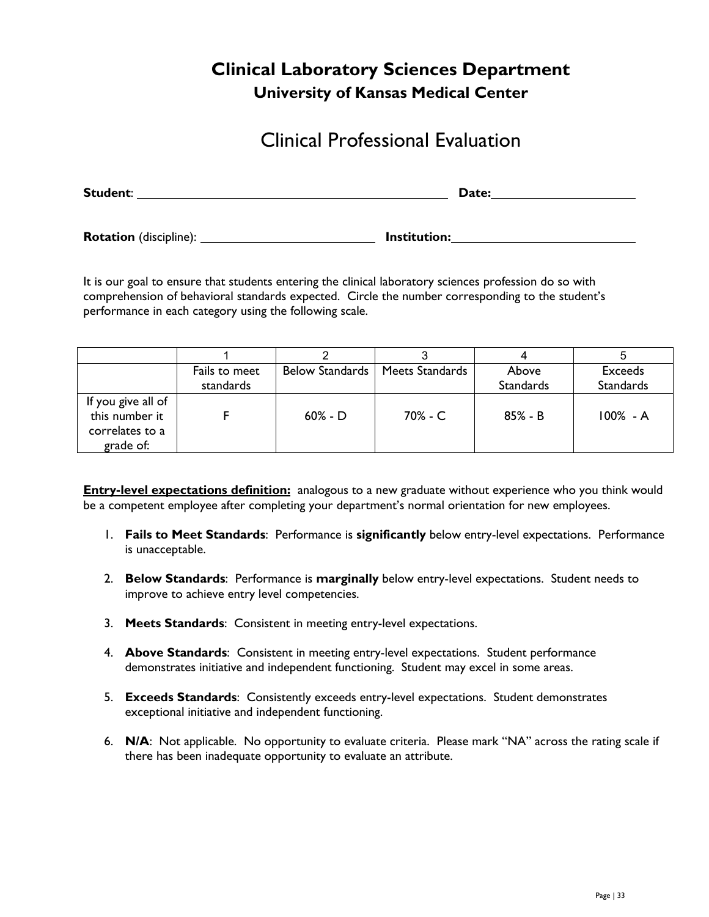# Clinical Laboratory Sciences Department

## University of Kansas Medical Center

## Clinical Professional Evaluation

**Student**: ______________________________ **Date:** ______________

**Rotation** (discipline): __________________ **Institution:** __________________

It is our goal to ensure that students entering the clinical laboratory sciences profession do so with comprehension of behavioral standards expected. Circle the number corresponding to the student's performance in each category using the following scale.

| | 1 | 2 | 3 | 4 | 5 |
|---|---|---|---|---|---|
| | Fails to meet standards | Below Standards | Meets Standards | Above Standards | Exceeds Standards |
| If you give all of this number it correlates to a grade of: | F | 60% - D | 70% - C | 85% - B | 100% - A |

**Entry-level expectations definition:** analogous to a new graduate without experience who you think would be a competent employee after completing your department's normal orientation for new employees.

1. **Fails to Meet Standards**: Performance is **significantly** below entry-level expectations. Performance is unacceptable.
2. **Below Standards**: Performance is **marginally** below entry-level expectations. Student needs to improve to achieve entry level competencies.
3. **Meets Standards**: Consistent in meeting entry-level expectations.
4. **Above Standards**: Consistent in meeting entry-level expectations. Student performance demonstrates initiative and independent functioning. Student may excel in some areas.
5. **Exceeds Standards**: Consistently exceeds entry-level expectations. Student demonstrates exceptional initiative and independent functioning.
6. **N/A**: Not applicable. No opportunity to evaluate criteria. Please mark "NA" across the rating scale if there has been inadequate opportunity to evaluate an attribute.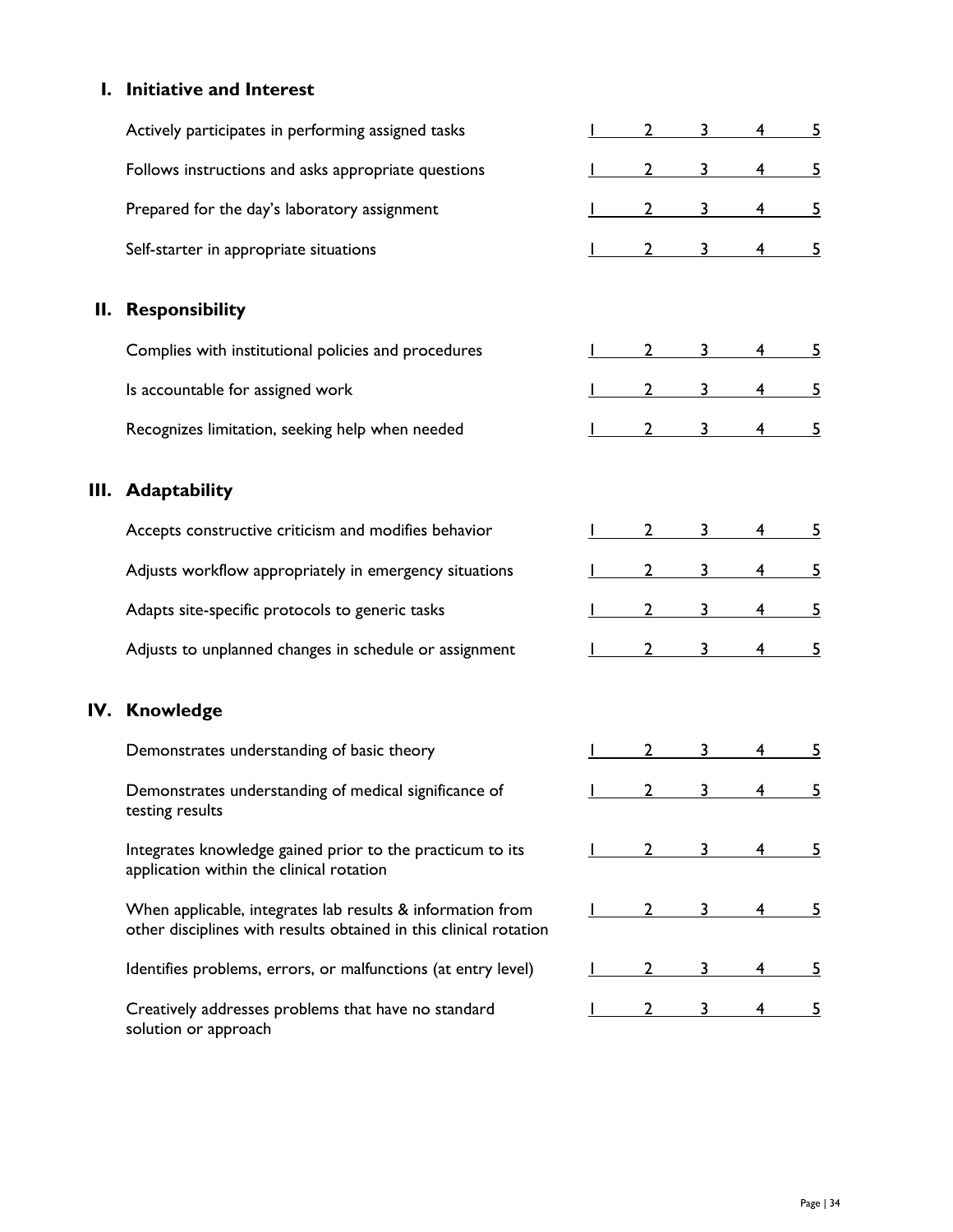## I. Initiative and Interest

| | | | | | |
|---|---|---|---|---|---|
| Actively participates in performing assigned tasks | 1 | 2 | 3 | 4 | 5 |
| Follows instructions and asks appropriate questions | 1 | 2 | 3 | 4 | 5 |
| Prepared for the day's laboratory assignment | 1 | 2 | 3 | 4 | 5 |
| Self-starter in appropriate situations | 1 | 2 | 3 | 4 | 5 |

## II. Responsibility

| | | | | | |
|---|---|---|---|---|---|
| Complies with institutional policies and procedures | 1 | 2 | 3 | 4 | 5 |
| Is accountable for assigned work | 1 | 2 | 3 | 4 | 5 |
| Recognizes limitation, seeking help when needed | 1 | 2 | 3 | 4 | 5 |

## III. Adaptability

| | | | | | |
|---|---|---|---|---|---|
| Accepts constructive criticism and modifies behavior | 1 | 2 | 3 | 4 | 5 |
| Adjusts workflow appropriately in emergency situations | 1 | 2 | 3 | 4 | 5 |
| Adapts site-specific protocols to generic tasks | 1 | 2 | 3 | 4 | 5 |
| Adjusts to unplanned changes in schedule or assignment | 1 | 2 | 3 | 4 | 5 |

## IV. Knowledge

| | | | | | |
|---|---|---|---|---|---|
| Demonstrates understanding of basic theory | 1 | 2 | 3 | 4 | 5 |
| Demonstrates understanding of medical significance of testing results | 1 | 2 | 3 | 4 | 5 |
| Integrates knowledge gained prior to the practicum to its application within the clinical rotation | 1 | 2 | 3 | 4 | 5 |
| When applicable, integrates lab results & information from other disciplines with results obtained in this clinical rotation | 1 | 2 | 3 | 4 | 5 |
| Identifies problems, errors, or malfunctions (at entry level) | 1 | 2 | 3 | 4 | 5 |
| Creatively addresses problems that have no standard solution or approach | 1 | 2 | 3 | 4 | 5 |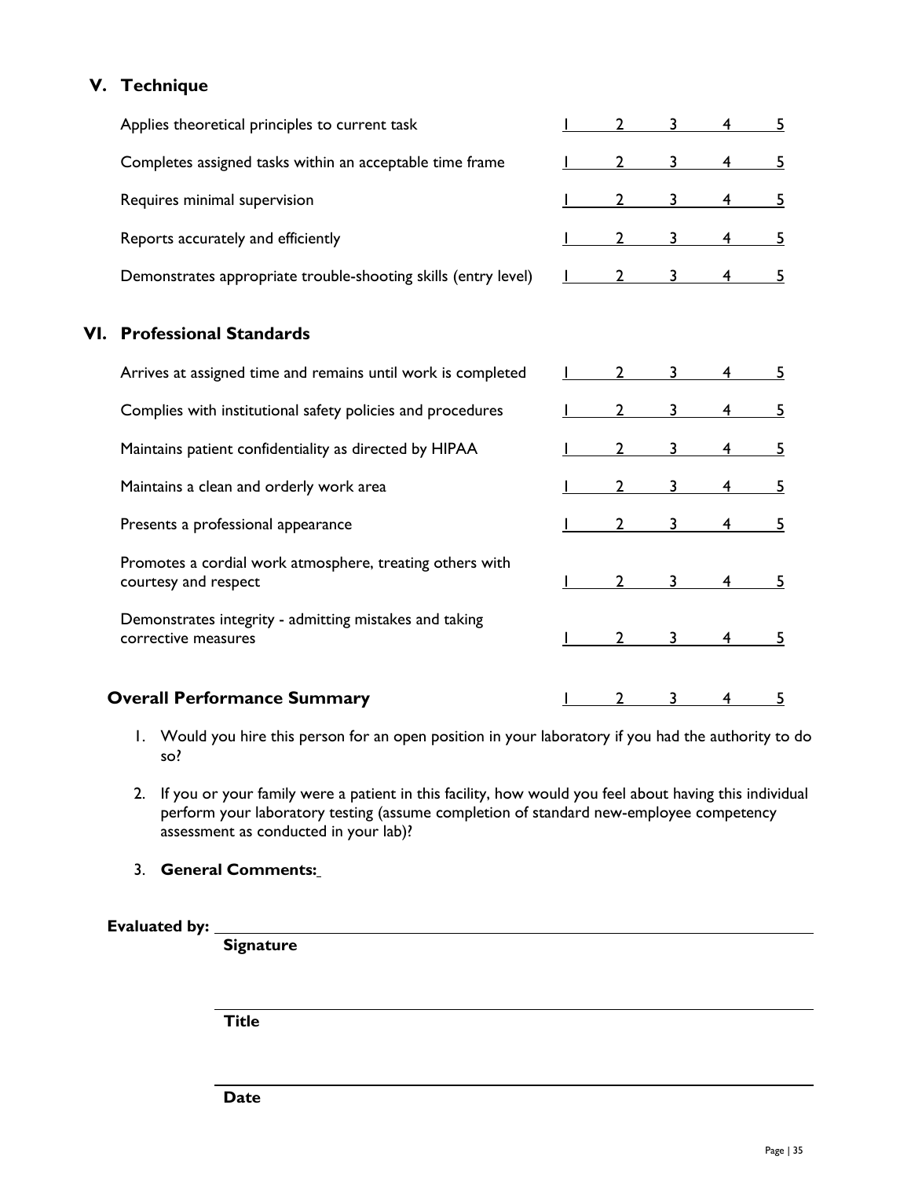## V. Technique

| | | | | | |
|---|---|---|---|---|---|
| Applies theoretical principles to current task | 1 | 2 | 3 | 4 | 5 |
| Completes assigned tasks within an acceptable time frame | 1 | 2 | 3 | 4 | 5 |
| Requires minimal supervision | 1 | 2 | 3 | 4 | 5 |
| Reports accurately and efficiently | 1 | 2 | 3 | 4 | 5 |
| Demonstrates appropriate trouble-shooting skills (entry level) | 1 | 2 | 3 | 4 | 5 |

## VI. Professional Standards

| | | | | | |
|---|---|---|---|---|---|
| Arrives at assigned time and remains until work is completed | 1 | 2 | 3 | 4 | 5 |
| Complies with institutional safety policies and procedures | 1 | 2 | 3 | 4 | 5 |
| Maintains patient confidentiality as directed by HIPAA | 1 | 2 | 3 | 4 | 5 |
| Maintains a clean and orderly work area | 1 | 2 | 3 | 4 | 5 |
| Presents a professional appearance | 1 | 2 | 3 | 4 | 5 |
| Promotes a cordial work atmosphere, treating others with courtesy and respect | 1 | 2 | 3 | 4 | 5 |
| Demonstrates integrity - admitting mistakes and taking corrective measures | 1 | 2 | 3 | 4 | 5 |

| | | | | | |
|---|---|---|---|---|---|
| **Overall Performance Summary** | 1 | 2 | 3 | 4 | 5 |

1. Would you hire this person for an open position in your laboratory if you had the authority to do so?
2. If you or your family were a patient in this facility, how would you feel about having this individual perform your laboratory testing (assume completion of standard new-employee competency assessment as conducted in your lab)?
3. **General Comments:**

**Evaluated by:** ______________________________
**Signature**

______________________________
**Title**

______________________________
**Date**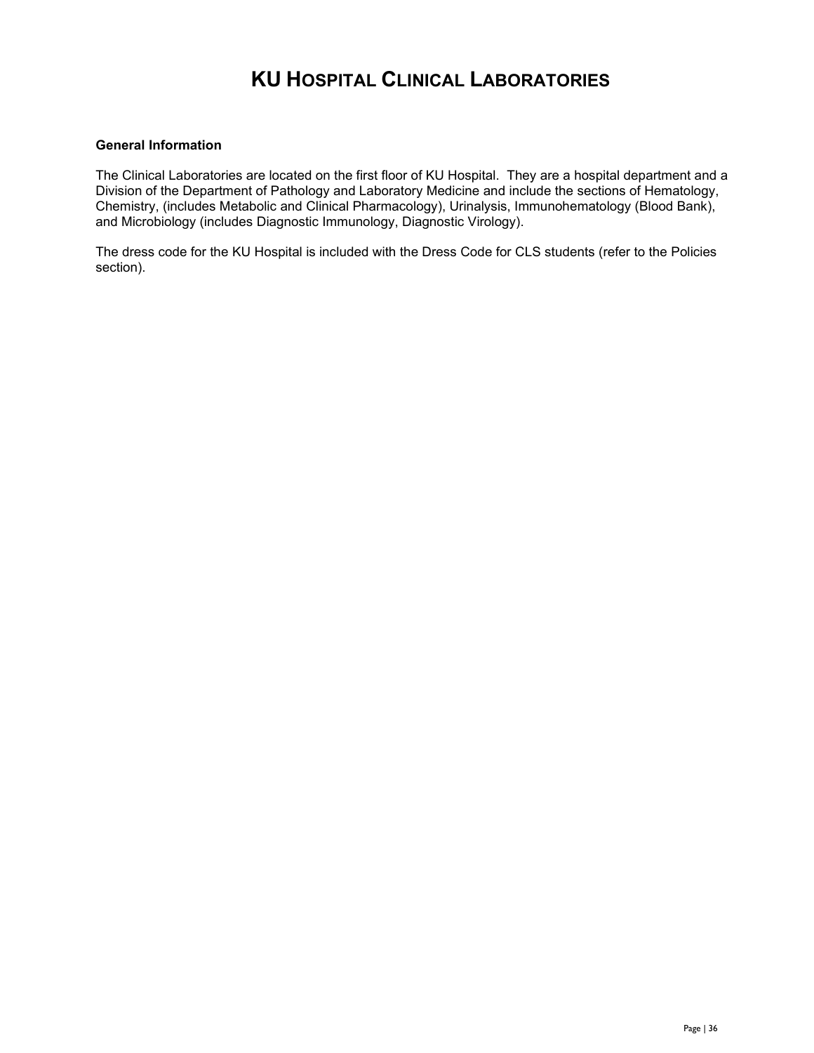# KU HOSPITAL CLINICAL LABORATORIES

**General Information**

The Clinical Laboratories are located on the first floor of KU Hospital. They are a hospital department and a Division of the Department of Pathology and Laboratory Medicine and include the sections of Hematology, Chemistry, (includes Metabolic and Clinical Pharmacology), Urinalysis, Immunohematology (Blood Bank), and Microbiology (includes Diagnostic Immunology, Diagnostic Virology).

The dress code for the KU Hospital is included with the Dress Code for CLS students (refer to the Policies section).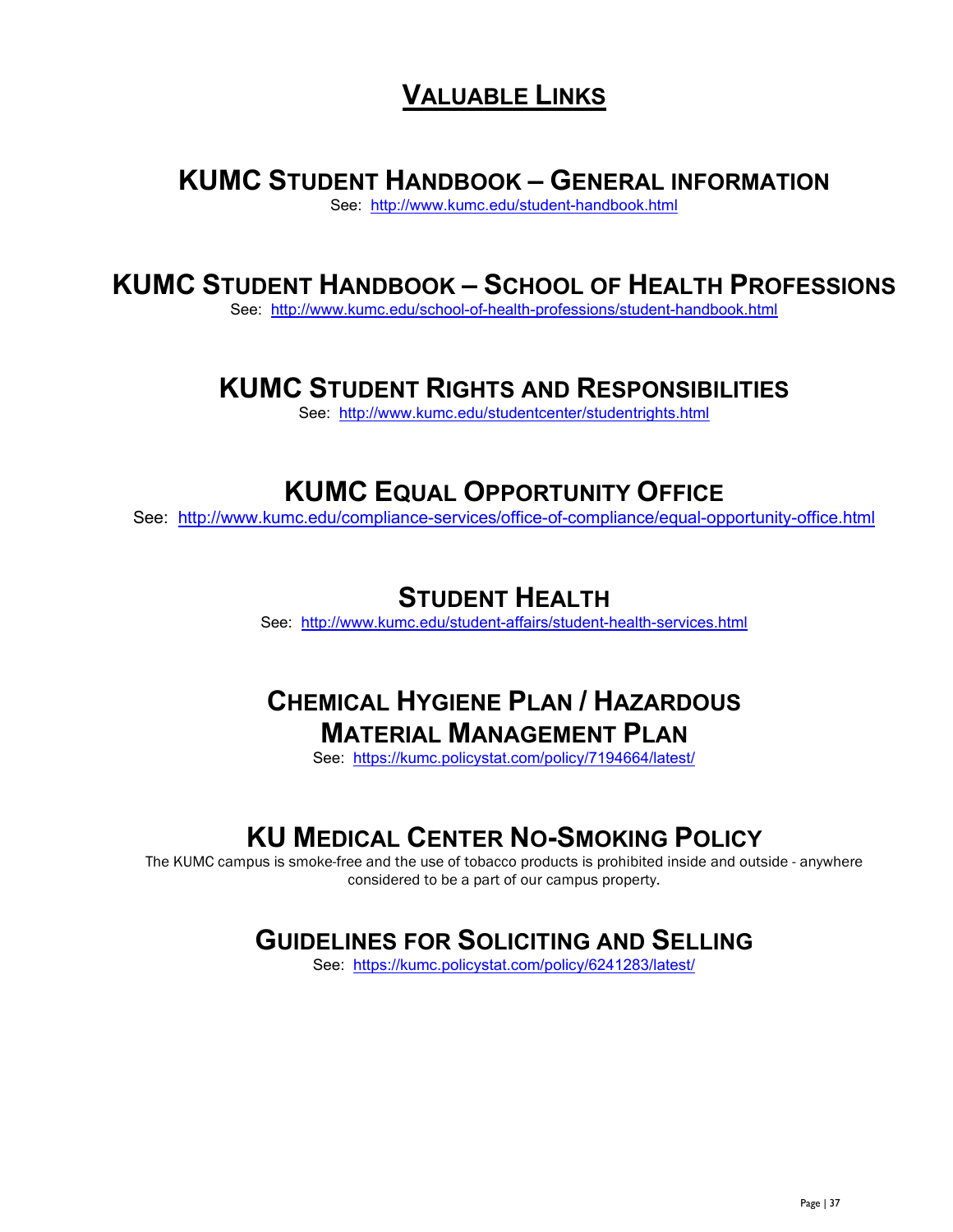# VALUABLE LINKS

## KUMC STUDENT HANDBOOK – GENERAL INFORMATION

See: http://www.kumc.edu/student-handbook.html

## KUMC STUDENT HANDBOOK – SCHOOL OF HEALTH PROFESSIONS

See: http://www.kumc.edu/school-of-health-professions/student-handbook.html

## KUMC STUDENT RIGHTS AND RESPONSIBILITIES

See: http://www.kumc.edu/studentcenter/studentrights.html

## KUMC EQUAL OPPORTUNITY OFFICE

See: http://www.kumc.edu/compliance-services/office-of-compliance/equal-opportunity-office.html

## STUDENT HEALTH

See: http://www.kumc.edu/student-affairs/student-health-services.html

## CHEMICAL HYGIENE PLAN / HAZARDOUS MATERIAL MANAGEMENT PLAN

See: https://kumc.policystat.com/policy/7194664/latest/

## KU MEDICAL CENTER NO-SMOKING POLICY

The KUMC campus is smoke-free and the use of tobacco products is prohibited inside and outside - anywhere considered to be a part of our campus property.

## GUIDELINES FOR SOLICITING AND SELLING

See: https://kumc.policystat.com/policy/6241283/latest/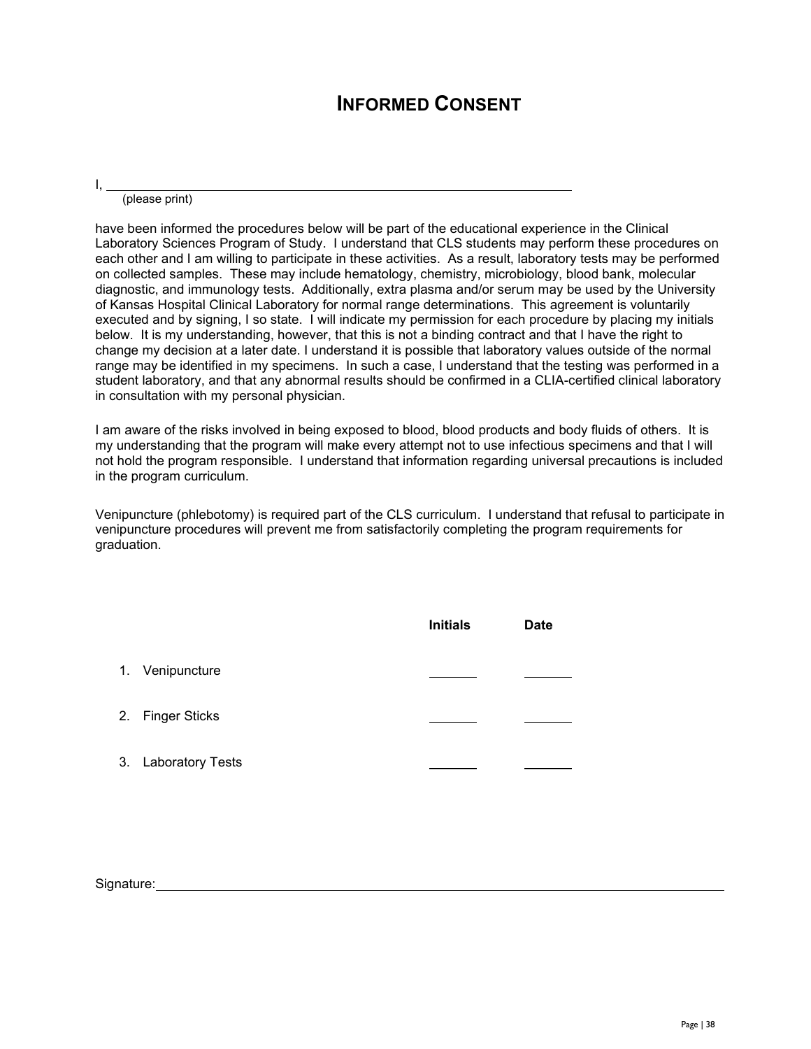# INFORMED CONSENT

I, \_\_\_\_\_\_\_\_\_\_\_\_\_\_\_\_\_\_\_\_\_\_\_\_\_\_\_\_\_\_\_\_\_\_\_\_\_\_\_\_\_\_\_\_\_\_\_\_\_\_\_\_\_\_\_\_\_\_\_\_
(please print)

have been informed the procedures below will be part of the educational experience in the Clinical Laboratory Sciences Program of Study. I understand that CLS students may perform these procedures on each other and I am willing to participate in these activities. As a result, laboratory tests may be performed on collected samples. These may include hematology, chemistry, microbiology, blood bank, molecular diagnostic, and immunology tests. Additionally, extra plasma and/or serum may be used by the University of Kansas Hospital Clinical Laboratory for normal range determinations. This agreement is voluntarily executed and by signing, I so state. I will indicate my permission for each procedure by placing my initials below. It is my understanding, however, that this is not a binding contract and that I have the right to change my decision at a later date. I understand it is possible that laboratory values outside of the normal range may be identified in my specimens. In such a case, I understand that the testing was performed in a student laboratory, and that any abnormal results should be confirmed in a CLIA-certified clinical laboratory in consultation with my personal physician.

I am aware of the risks involved in being exposed to blood, blood products and body fluids of others. It is my understanding that the program will make every attempt not to use infectious specimens and that I will not hold the program responsible. I understand that information regarding universal precautions is included in the program curriculum.

Venipuncture (phlebotomy) is required part of the CLS curriculum. I understand that refusal to participate in venipuncture procedures will prevent me from satisfactorily completing the program requirements for graduation.

| | Initials | Date |
|---|---|---|
| 1. Venipuncture | \_\_\_\_\_\_ | \_\_\_\_\_\_ |
| 2. Finger Sticks | \_\_\_\_\_\_ | \_\_\_\_\_\_ |
| 3. Laboratory Tests | \_\_\_\_\_\_ | \_\_\_\_\_\_ |

Signature: \_\_\_\_\_\_\_\_\_\_\_\_\_\_\_\_\_\_\_\_\_\_\_\_\_\_\_\_\_\_\_\_\_\_\_\_\_\_\_\_\_\_\_\_\_\_\_\_\_\_\_\_\_\_\_\_\_\_\_\_